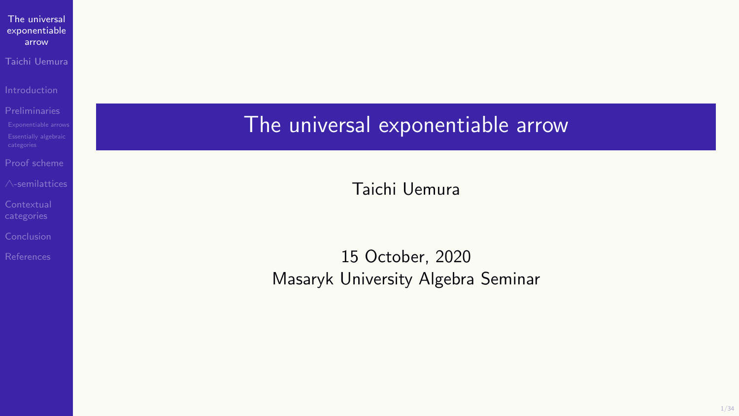# The universal exponentiable arrow

Taichi Uemura

15 October, 2020
Masaryk University Algebra Seminar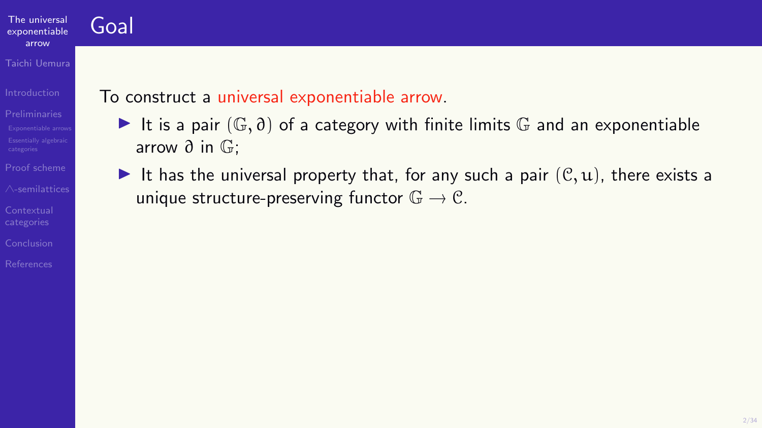# Goal

To construct a universal exponentiable arrow.

- It is a pair $(\mathbb{G}, \partial)$ of a category with finite limits $\mathbb{G}$ and an exponentiable arrow $\partial$ in $\mathbb{G}$;
- It has the universal property that, for any such a pair $(\mathcal{C}, u)$, there exists a unique structure-preserving functor $\mathbb{G} \to \mathcal{C}$.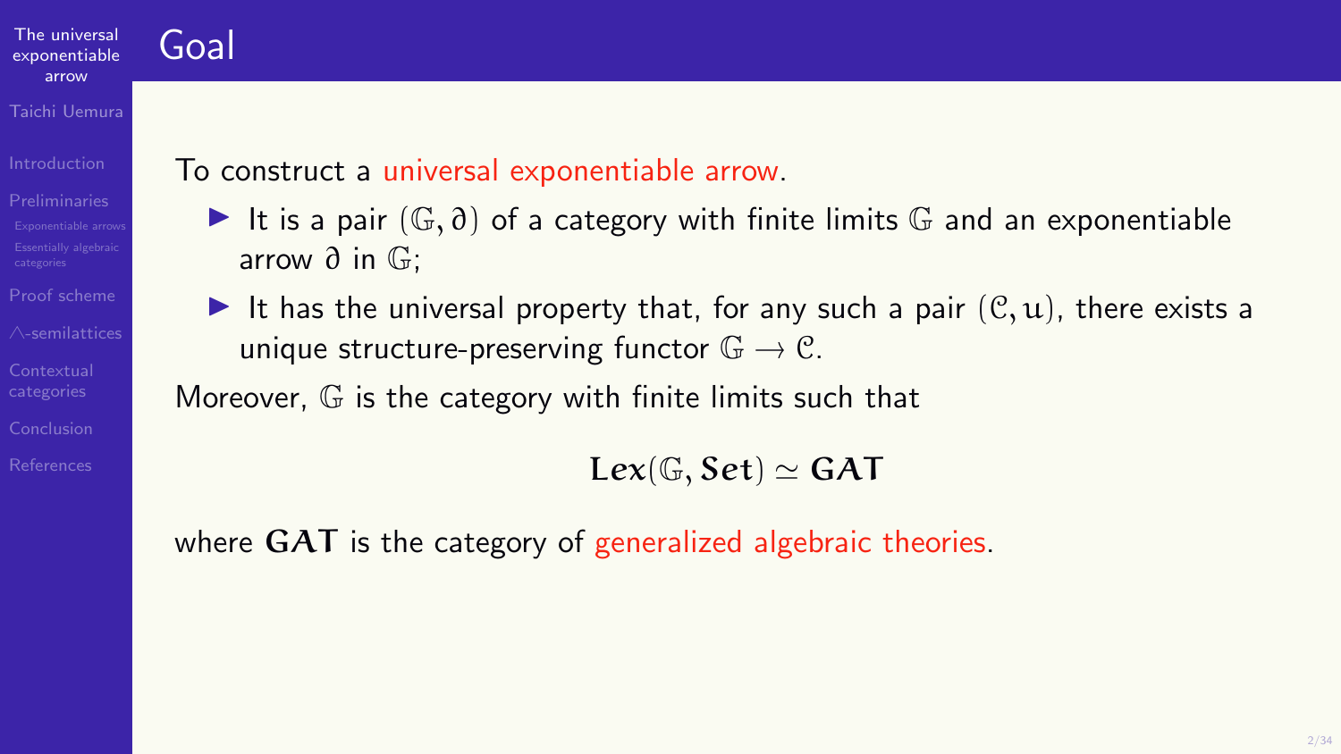# Goal

To construct a universal exponentiable arrow.

- It is a pair $(\mathbb{G}, \partial)$ of a category with finite limits $\mathbb{G}$ and an exponentiable arrow $\partial$ in $\mathbb{G}$;
- It has the universal property that, for any such a pair $(\mathcal{C}, u)$, there exists a unique structure-preserving functor $\mathbb{G} \to \mathcal{C}$.

Moreover, $\mathbb{G}$ is the category with finite limits such that

$$\mathbf{Lex}(\mathbb{G}, \mathbf{Set}) \simeq \mathbf{GAT}$$

where $\mathbf{GAT}$ is the category of generalized algebraic theories.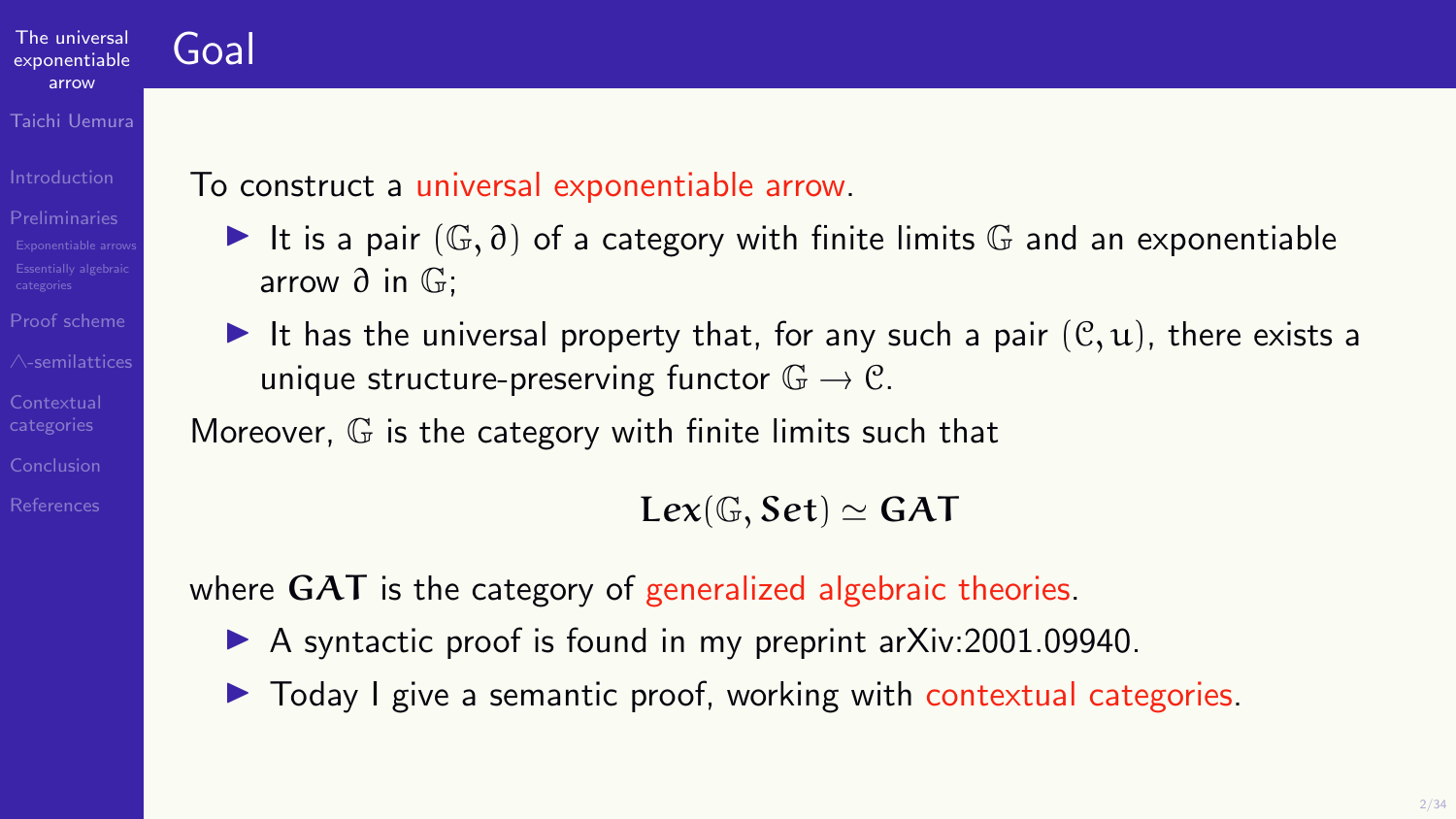# Goal

To construct a universal exponentiable arrow.

- It is a pair $(\mathbb{G}, \partial)$ of a category with finite limits $\mathbb{G}$ and an exponentiable arrow $\partial$ in $\mathbb{G}$;
- It has the universal property that, for any such a pair $(\mathcal{C}, u)$, there exists a unique structure-preserving functor $\mathbb{G} \to \mathcal{C}$.

Moreover, $\mathbb{G}$ is the category with finite limits such that

$$\mathbf{Lex}(\mathbb{G}, \mathbf{Set}) \simeq \mathbf{GAT}$$

where $\mathbf{GAT}$ is the category of generalized algebraic theories.

- A syntactic proof is found in my preprint arXiv:2001.09940.
- Today I give a semantic proof, working with contextual categories.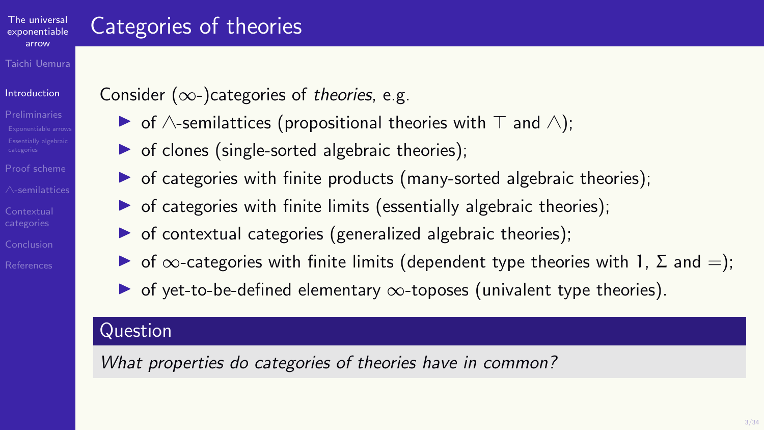# Categories of theories

Consider ($\infty$-)categories of *theories*, e.g.

- of $\wedge$-semilattices (propositional theories with $\top$ and $\wedge$);
- of clones (single-sorted algebraic theories);
- of categories with finite products (many-sorted algebraic theories);
- of categories with finite limits (essentially algebraic theories);
- of contextual categories (generalized algebraic theories);
- of $\infty$-categories with finite limits (dependent type theories with 1, $\Sigma$ and $=$);
- of yet-to-be-defined elementary $\infty$-toposes (univalent type theories).

**Question**

*What properties do categories of theories have in common?*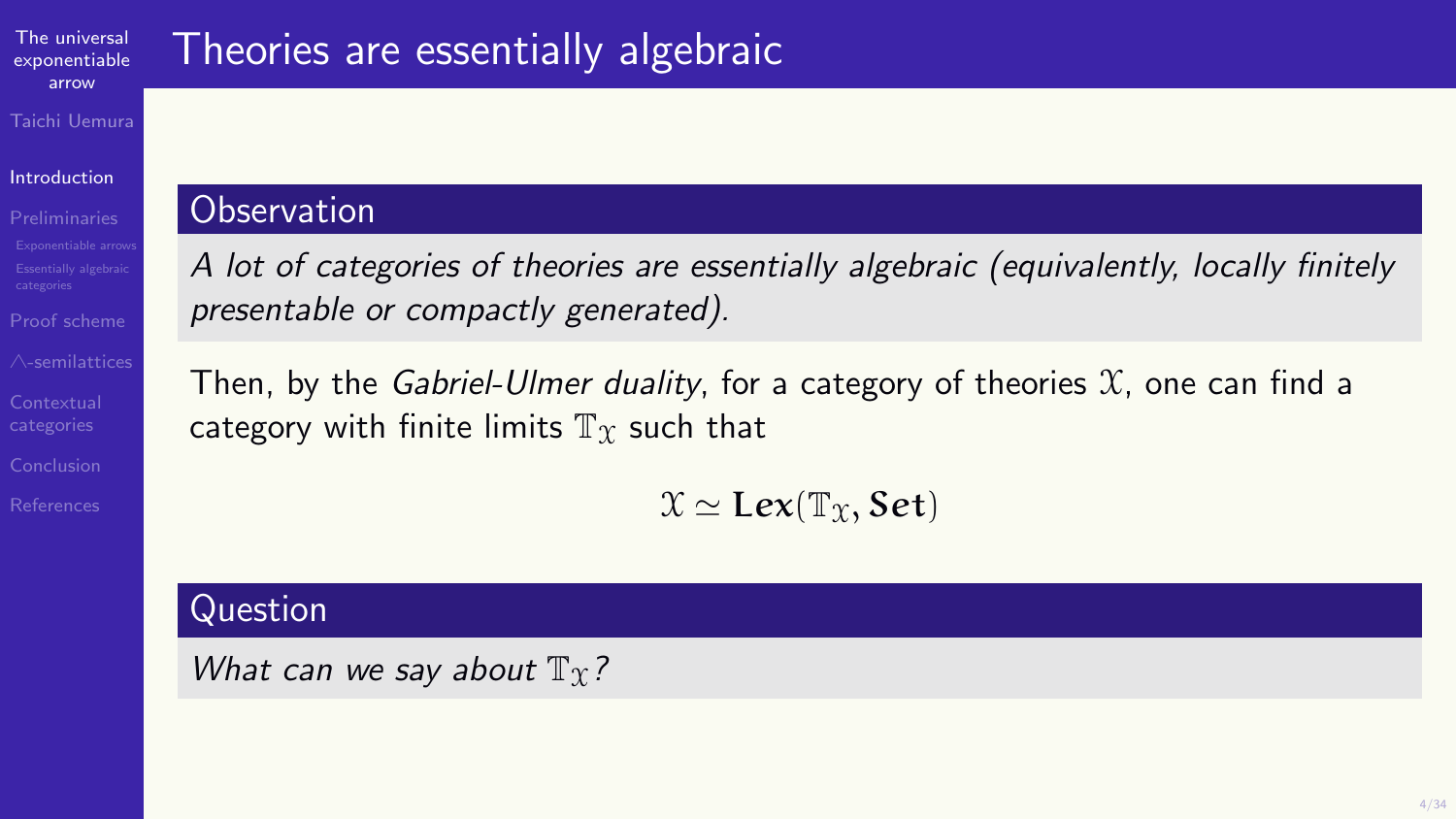# Theories are essentially algebraic

**Observation**

*A lot of categories of theories are essentially algebraic (equivalently, locally finitely presentable or compactly generated).*

Then, by the *Gabriel-Ulmer duality*, for a category of theories $\mathcal{X}$, one can find a category with finite limits $\mathbb{T}_{\mathcal{X}}$ such that

$$\mathcal{X} \simeq \mathbf{Lex}(\mathbb{T}_{\mathcal{X}}, \mathbf{Set})$$

**Question**

*What can we say about $\mathbb{T}_{\mathcal{X}}$?*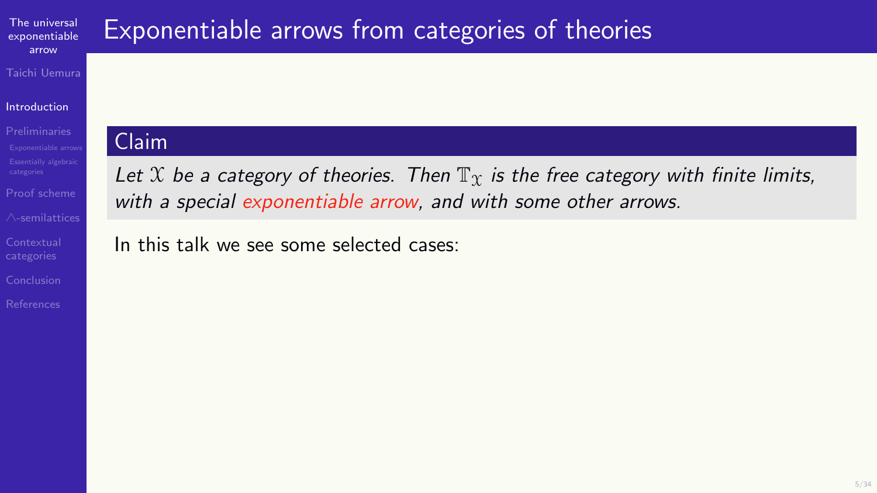# Exponentiable arrows from categories of theories

**Claim**

*Let $\mathcal{X}$ be a category of theories. Then $\mathbb{T}_{\mathcal{X}}$ is the free category with finite limits, with a special exponentiable arrow, and with some other arrows.*

In this talk we see some selected cases: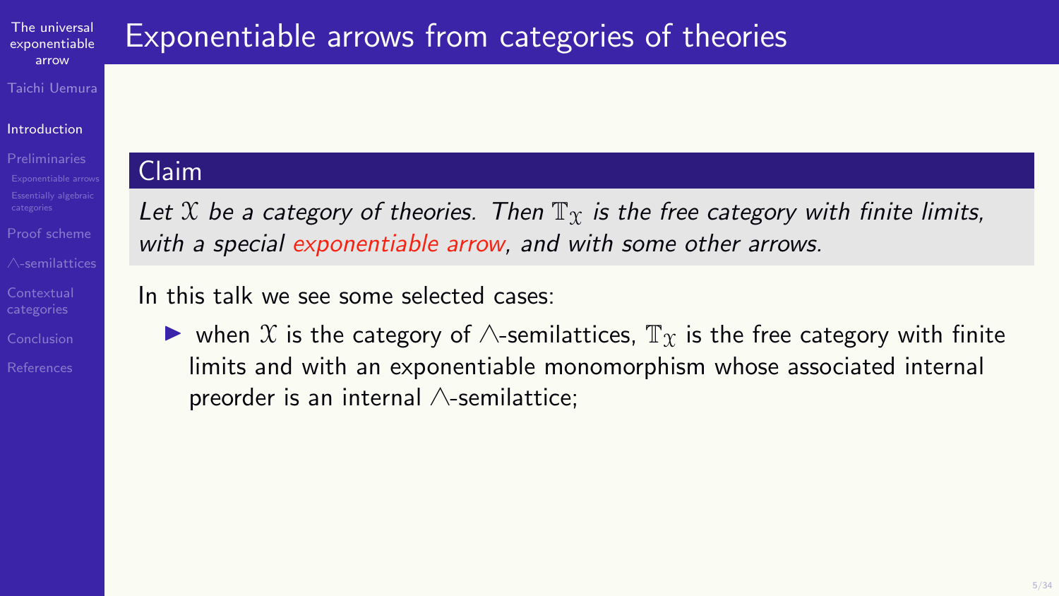# Exponentiable arrows from categories of theories

**Claim**

*Let $\mathfrak{X}$ be a category of theories. Then $\mathbb{T}_{\mathfrak{X}}$ is the free category with finite limits, with a special exponentiable arrow, and with some other arrows.*

In this talk we see some selected cases:

- when $\mathfrak{X}$ is the category of $\wedge$-semilattices, $\mathbb{T}_{\mathfrak{X}}$ is the free category with finite limits and with an exponentiable monomorphism whose associated internal preorder is an internal $\wedge$-semilattice;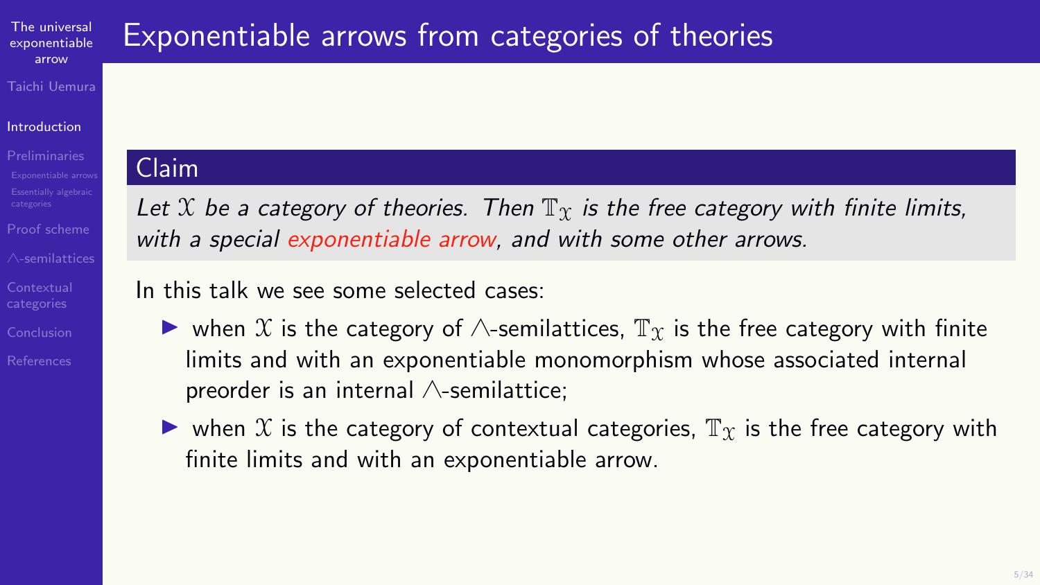# Exponentiable arrows from categories of theories

**Claim**

*Let $\mathcal{X}$ be a category of theories. Then $\mathbb{T}_{\mathcal{X}}$ is the free category with finite limits, with a special exponentiable arrow, and with some other arrows.*

In this talk we see some selected cases:

- when $\mathcal{X}$ is the category of $\wedge$-semilattices, $\mathbb{T}_{\mathcal{X}}$ is the free category with finite limits and with an exponentiable monomorphism whose associated internal preorder is an internal $\wedge$-semilattice;
- when $\mathcal{X}$ is the category of contextual categories, $\mathbb{T}_{\mathcal{X}}$ is the free category with finite limits and with an exponentiable arrow.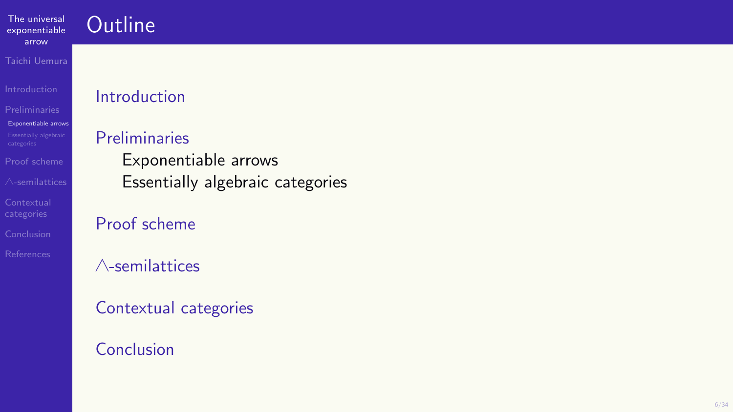# Outline

Introduction

Preliminaries

- Exponentiable arrows
- Essentially algebraic categories

Proof scheme

$\bigwedge$-semilattices

Contextual categories

Conclusion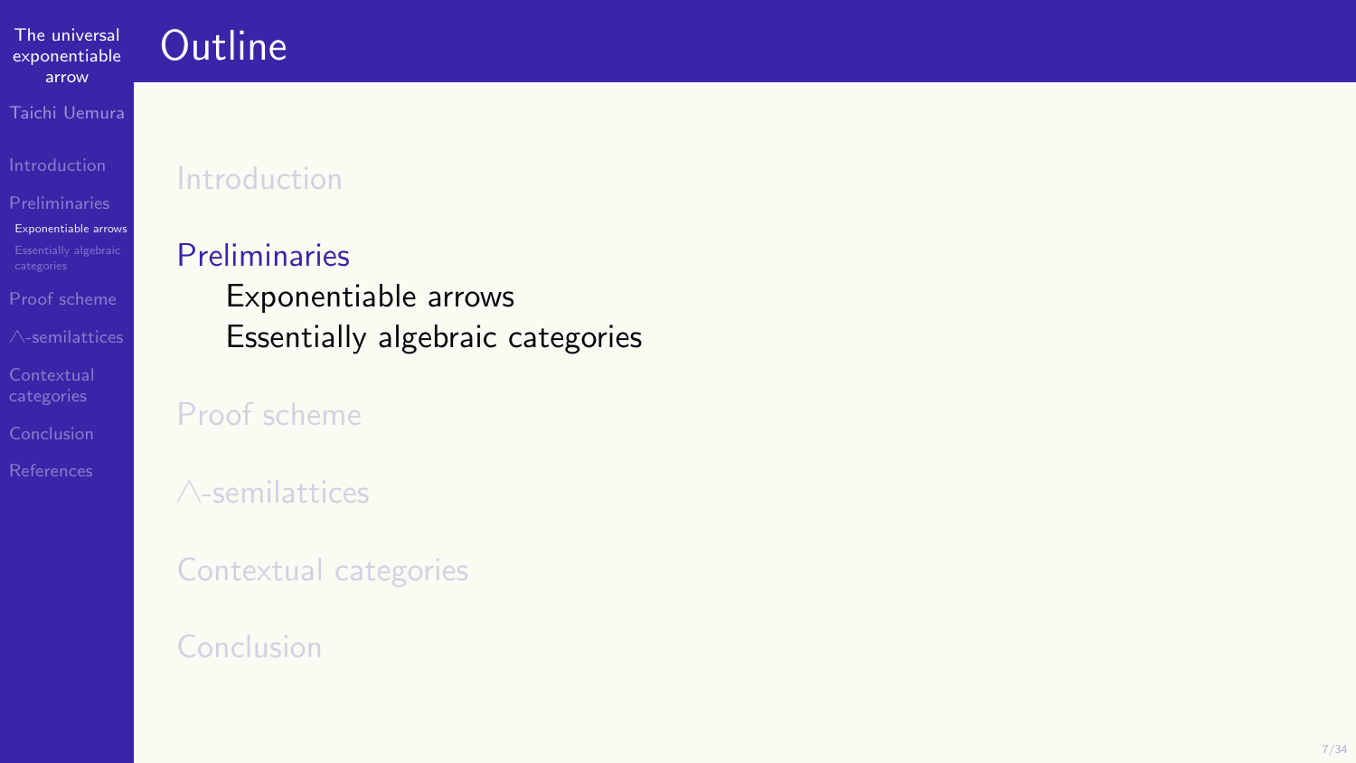# Outline

Introduction

Preliminaries

- Exponentiable arrows
- Essentially algebraic categories

Proof scheme

$\wedge$-semilattices

Contextual categories

Conclusion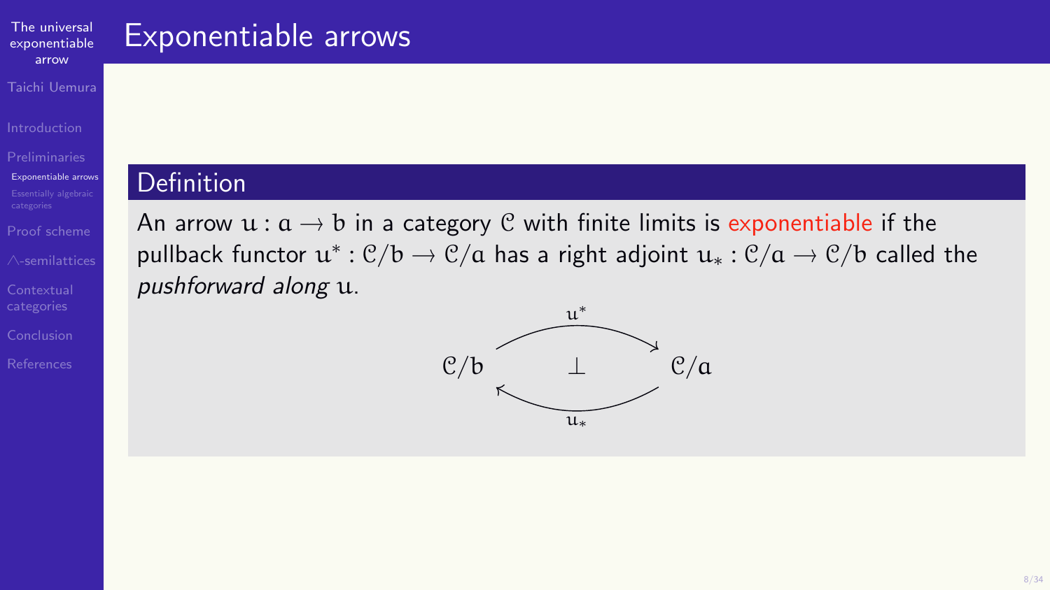# Exponentiable arrows

**Definition**

An arrow $u : a \to b$ in a category $\mathcal{C}$ with finite limits is exponentiable if the pullback functor $u^* : \mathcal{C}/b \to \mathcal{C}/a$ has a right adjoint $u_* : \mathcal{C}/a \to \mathcal{C}/b$ called the *pushforward along* $u$.

$$\mathcal{C}/b \underset{u_*}{\overset{u^*}{\rightleftarrows}} \mathcal{C}/a \qquad (u^* \dashv u_*)$$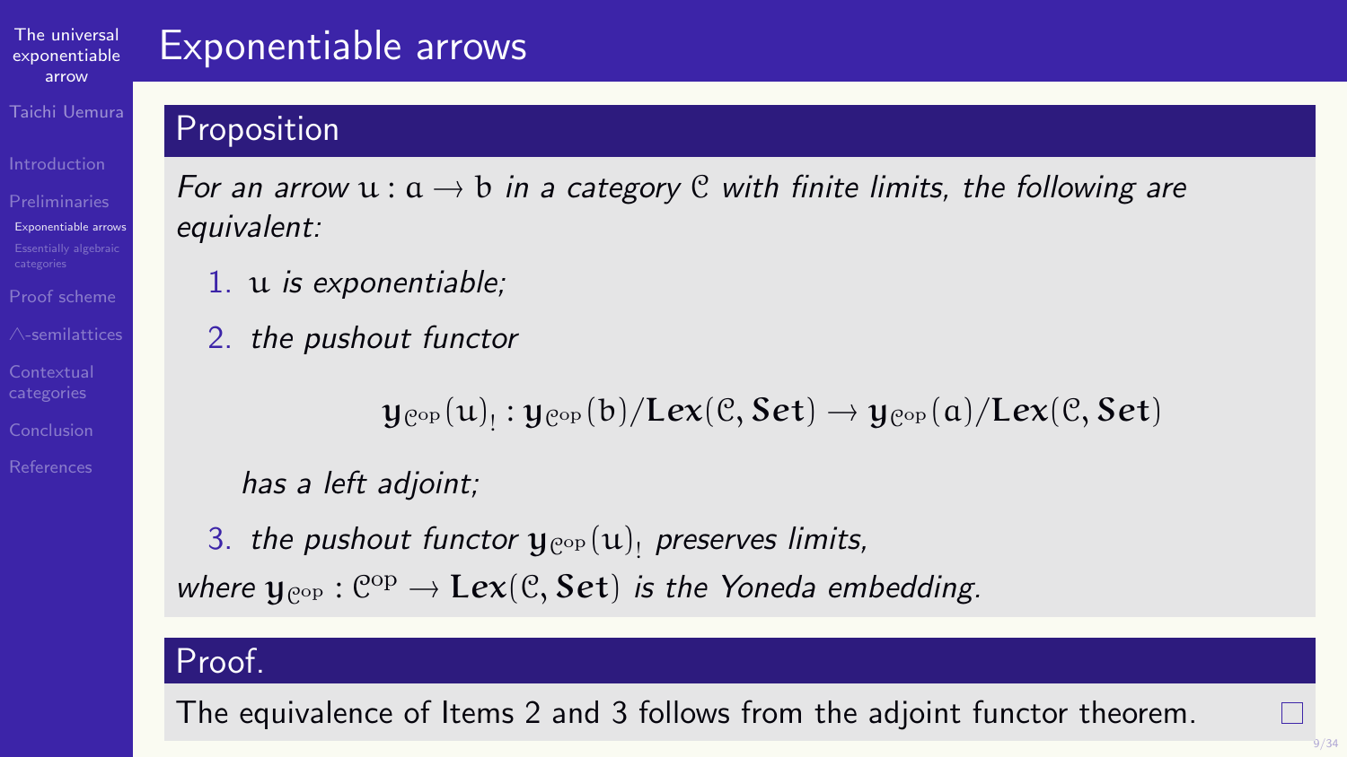# Exponentiable arrows

## Proposition

*For an arrow $u : a \to b$ in a category $\mathcal{C}$ with finite limits, the following are equivalent:*

1. $u$ *is exponentiable;*
2. *the pushout functor*

$$\mathbf{y}_{\mathcal{C}^{\mathrm{op}}}(u)_! : \mathbf{y}_{\mathcal{C}^{\mathrm{op}}}(b)/\mathbf{Lex}(\mathcal{C}, \mathbf{Set}) \to \mathbf{y}_{\mathcal{C}^{\mathrm{op}}}(a)/\mathbf{Lex}(\mathcal{C}, \mathbf{Set})$$

   *has a left adjoint;*

3. *the pushout functor* $\mathbf{y}_{\mathcal{C}^{\mathrm{op}}}(u)_!$ *preserves limits,*

*where* $\mathbf{y}_{\mathcal{C}^{\mathrm{op}}} : \mathcal{C}^{\mathrm{op}} \to \mathbf{Lex}(\mathcal{C}, \mathbf{Set})$ *is the Yoneda embedding.*

## Proof.

The equivalence of Items 2 and 3 follows from the adjoint functor theorem. □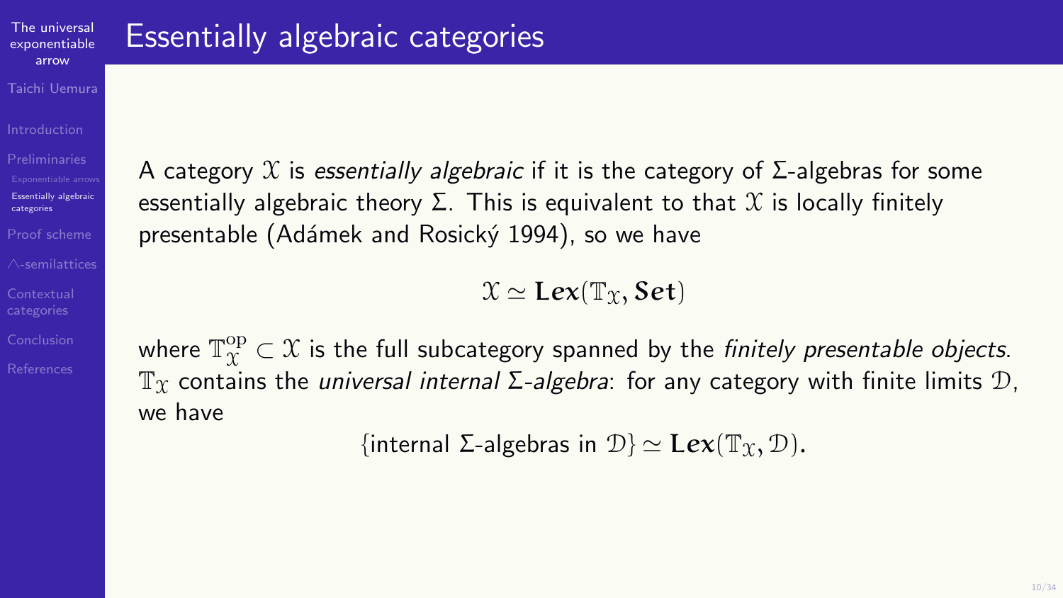# Essentially algebraic categories

A category $\mathcal{X}$ is *essentially algebraic* if it is the category of $\Sigma$-algebras for some essentially algebraic theory $\Sigma$. This is equivalent to that $\mathcal{X}$ is locally finitely presentable (Adámek and Rosický 1994), so we have

$$\mathcal{X} \simeq \mathbf{Lex}(\mathbb{T}_{\mathcal{X}}, \mathbf{Set})$$

where $\mathbb{T}_{\mathcal{X}}^{\mathrm{op}} \subset \mathcal{X}$ is the full subcategory spanned by the *finitely presentable objects*. $\mathbb{T}_{\mathcal{X}}$ contains the *universal internal $\Sigma$-algebra*: for any category with finite limits $\mathcal{D}$, we have

$$\{\text{internal } \Sigma\text{-algebras in } \mathcal{D}\} \simeq \mathbf{Lex}(\mathbb{T}_{\mathcal{X}}, \mathcal{D}).$$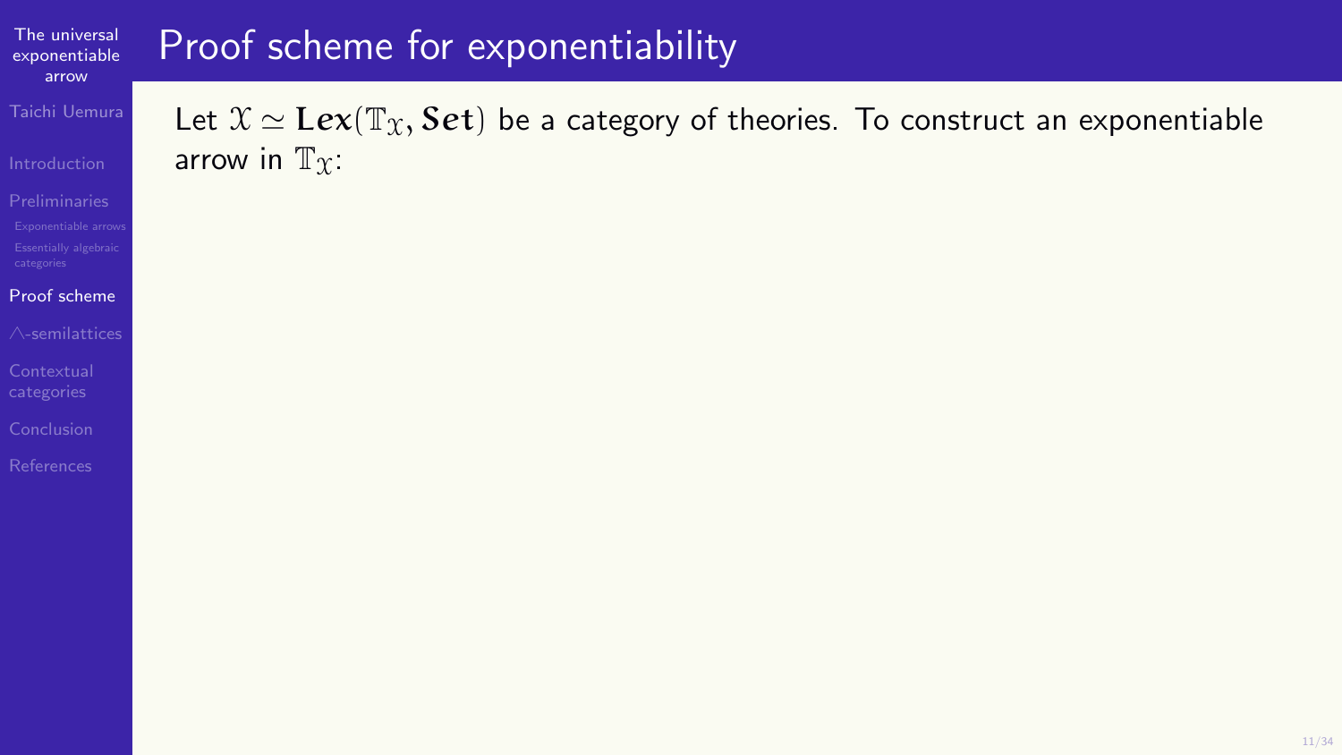# Proof scheme for exponentiability

Let $\mathcal{X} \simeq \mathbf{Lex}(\mathbb{T}_{\mathcal{X}}, \mathbf{Set})$ be a category of theories. To construct an exponentiable arrow in $\mathbb{T}_{\mathcal{X}}$: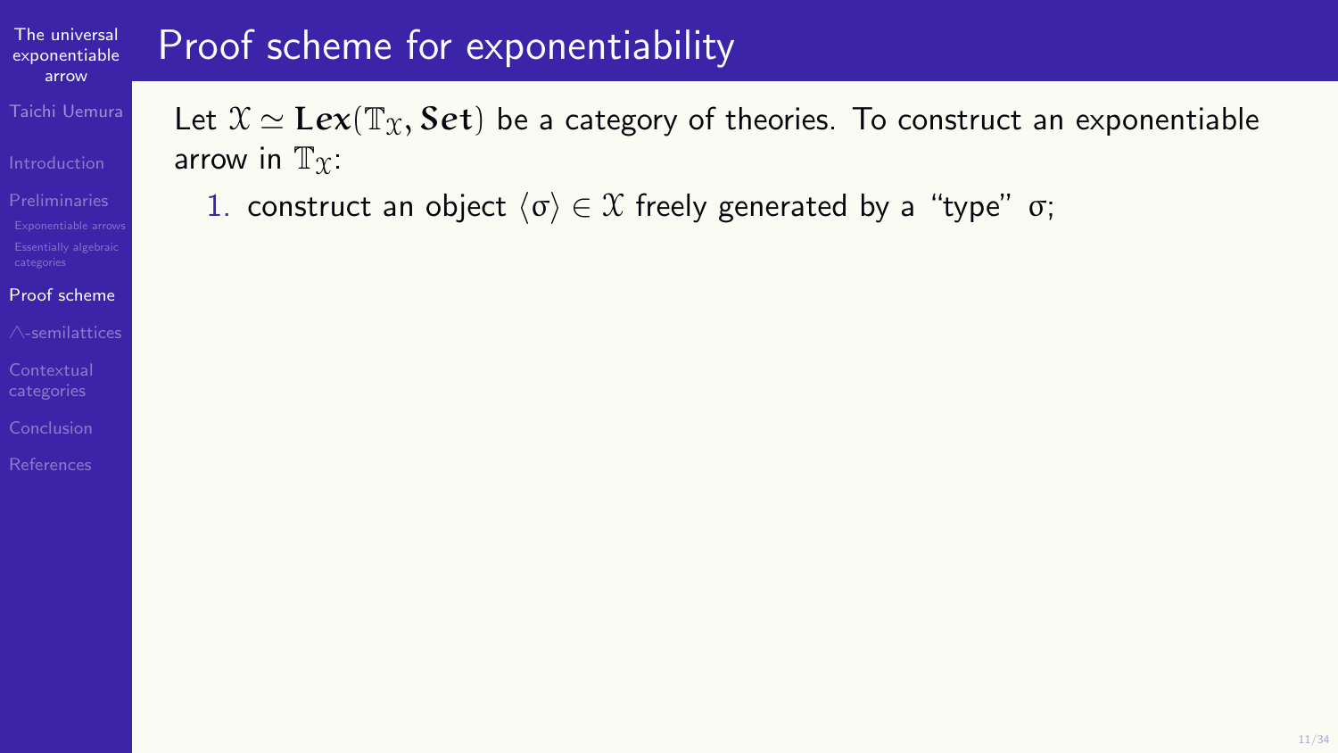# Proof scheme for exponentiability

Let $\mathcal{X} \simeq \mathbf{Lex}(\mathbb{T}_{\mathcal{X}}, \mathbf{Set})$ be a category of theories. To construct an exponentiable arrow in $\mathbb{T}_{\mathcal{X}}$:

1. construct an object $\langle \sigma \rangle \in \mathcal{X}$ freely generated by a "type" $\sigma$;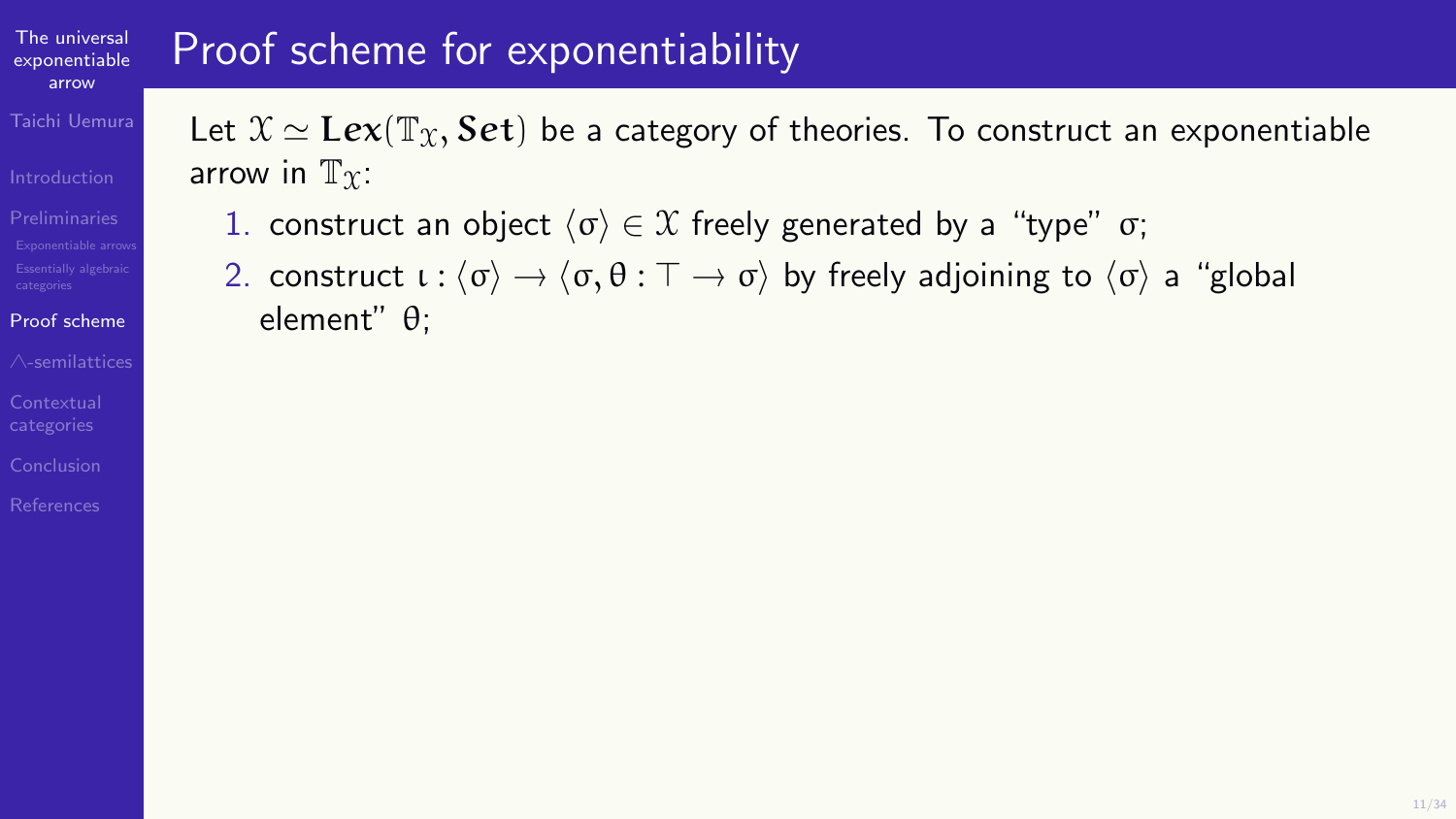# Proof scheme for exponentiability

Let $\mathfrak{X} \simeq \mathbf{Lex}(\mathbb{T}_{\mathfrak{X}}, \mathbf{Set})$ be a category of theories. To construct an exponentiable arrow in $\mathbb{T}_{\mathfrak{X}}$:

1. construct an object $\langle \sigma \rangle \in \mathfrak{X}$ freely generated by a "type" $\sigma$;
2. construct $\iota : \langle \sigma \rangle \to \langle \sigma, \theta : \top \to \sigma \rangle$ by freely adjoining to $\langle \sigma \rangle$ a "global element" $\theta$;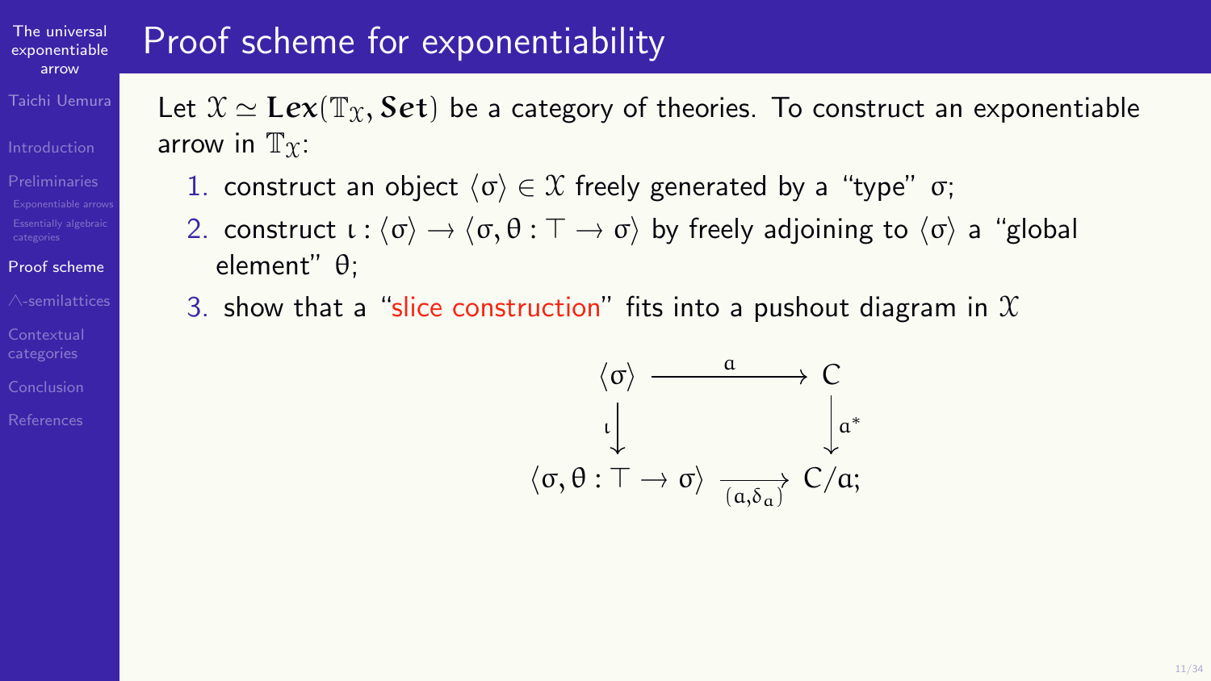# Proof scheme for exponentiability

Let $\mathcal{X} \simeq \mathbf{Lex}(\mathbb{T}_{\mathcal{X}}, \mathbf{Set})$ be a category of theories. To construct an exponentiable arrow in $\mathbb{T}_{\mathcal{X}}$:

1. construct an object $\langle \sigma \rangle \in \mathcal{X}$ freely generated by a "type" $\sigma$;
2. construct $\iota : \langle \sigma \rangle \to \langle \sigma, \theta : \top \to \sigma \rangle$ by freely adjoining to $\langle \sigma \rangle$ a "global element" $\theta$;
3. show that a "slice construction" fits into a pushout diagram in $\mathcal{X}$

$$\begin{array}{ccc}
\langle \sigma \rangle & \xrightarrow{\quad a \quad} & C \\
{\scriptstyle \iota}\downarrow & & \downarrow{\scriptstyle a^*} \\
\langle \sigma, \theta : \top \to \sigma \rangle & \xrightarrow[(a, \delta_a)]{} & C/a;
\end{array}$$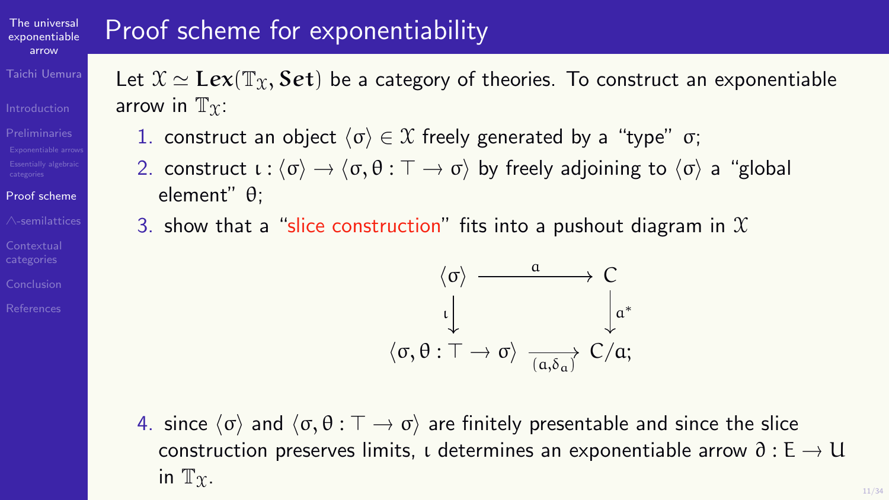# Proof scheme for exponentiability

Let $\mathcal{X} \simeq \mathbf{Lex}(\mathbb{T}_{\mathcal{X}}, \mathbf{Set})$ be a category of theories. To construct an exponentiable arrow in $\mathbb{T}_{\mathcal{X}}$:

1. construct an object $\langle \sigma \rangle \in \mathcal{X}$ freely generated by a "type" $\sigma$;
2. construct $\iota : \langle \sigma \rangle \to \langle \sigma, \theta : \top \to \sigma \rangle$ by freely adjoining to $\langle \sigma \rangle$ a "global element" $\theta$;
3. show that a "slice construction" fits into a pushout diagram in $\mathcal{X}$

$$\begin{array}{ccc}
\langle \sigma \rangle & \xrightarrow{\quad a \quad} & C \\
{\scriptstyle \iota}\big\downarrow & & \big\downarrow{\scriptstyle a^*} \\
\langle \sigma, \theta : \top \to \sigma \rangle & \xrightarrow[(a, \delta_a)]{} & C/a;
\end{array}$$

4. since $\langle \sigma \rangle$ and $\langle \sigma, \theta : \top \to \sigma \rangle$ are finitely presentable and since the slice construction preserves limits, $\iota$ determines an exponentiable arrow $\partial : E \to U$ in $\mathbb{T}_{\mathcal{X}}$.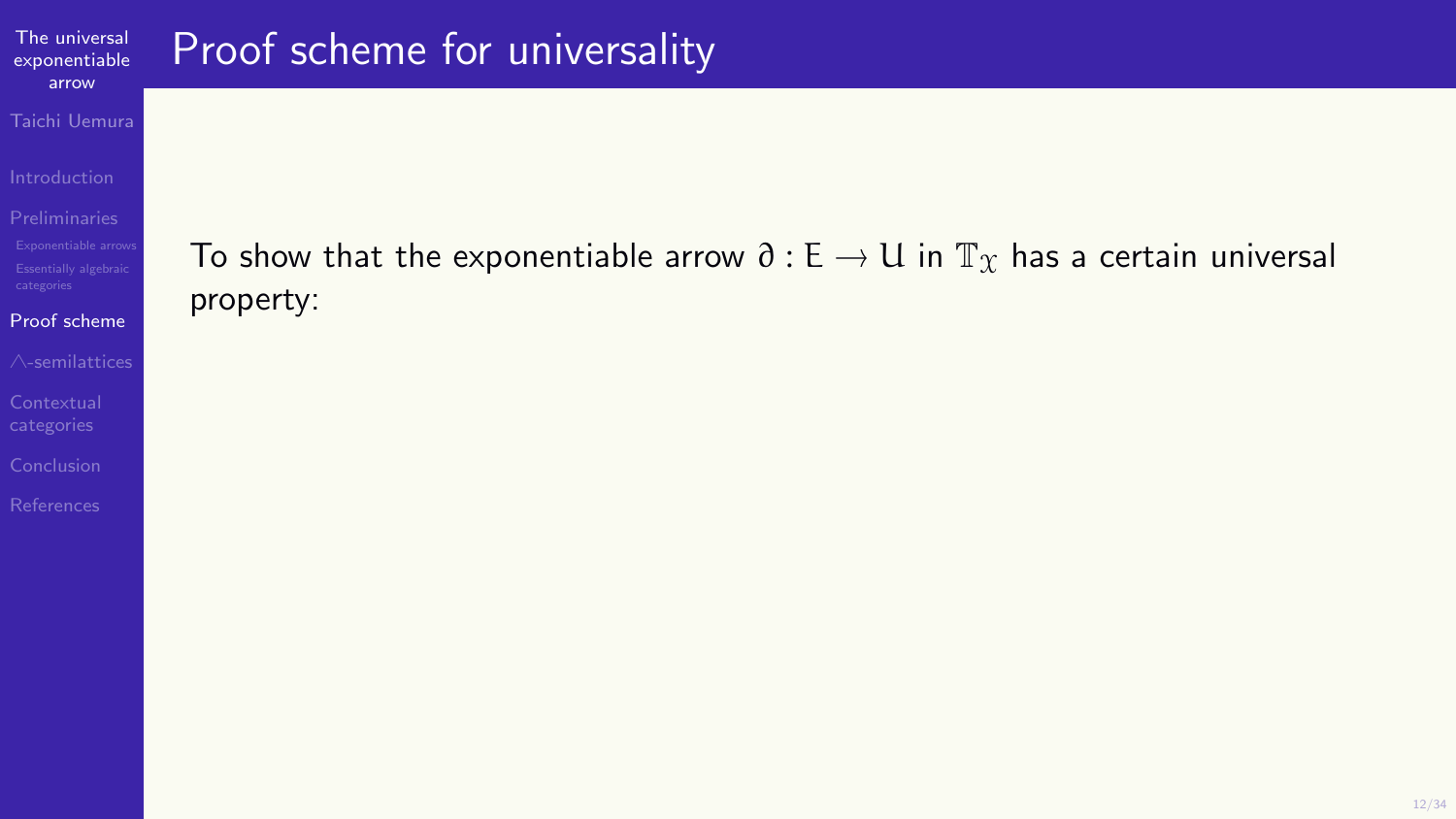# Proof scheme for universality

To show that the exponentiable arrow $\partial : \mathrm{E} \to \mathrm{U}$ in $\mathbb{T}_{\chi}$ has a certain universal property: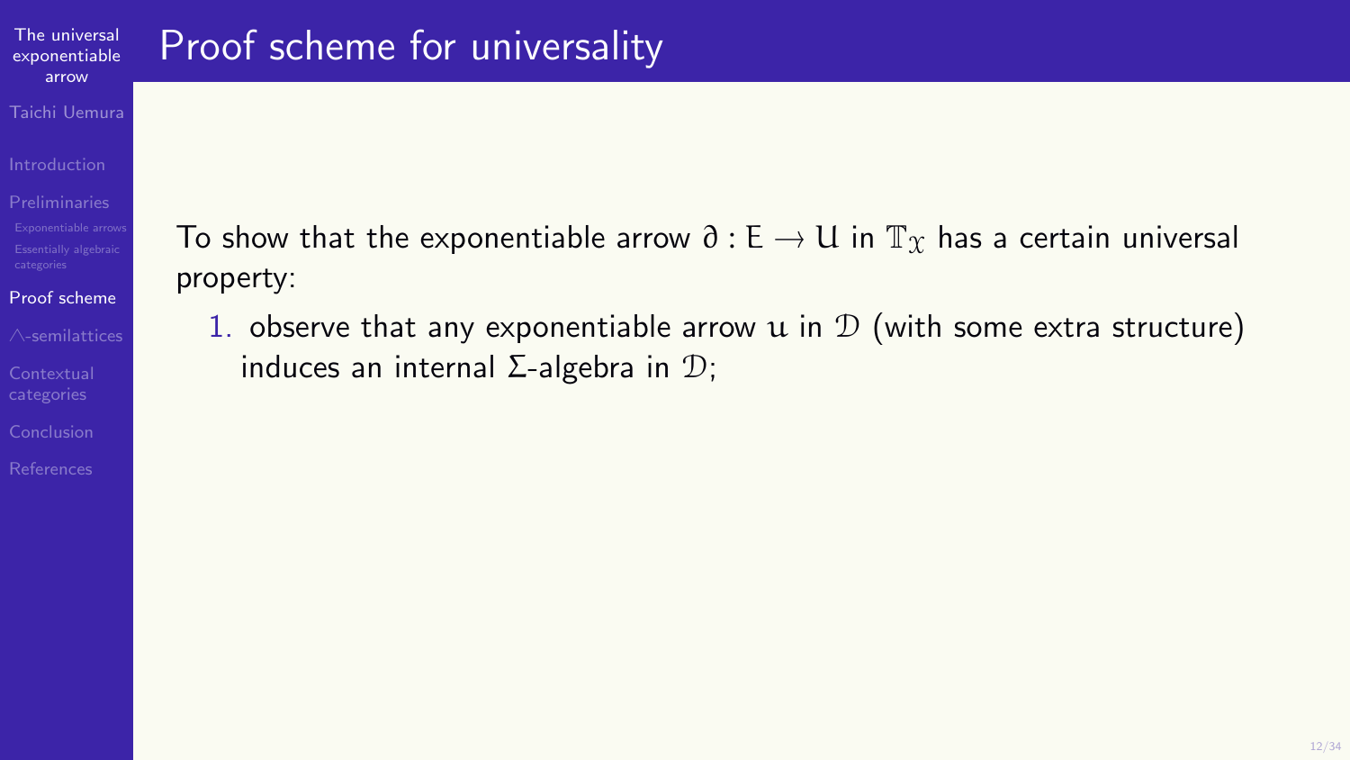# Proof scheme for universality

To show that the exponentiable arrow $\partial : E \to U$ in $\mathbb{T}_{\mathfrak{X}}$ has a certain universal property:

1. observe that any exponentiable arrow $u$ in $\mathcal{D}$ (with some extra structure) induces an internal $\Sigma$-algebra in $\mathcal{D}$;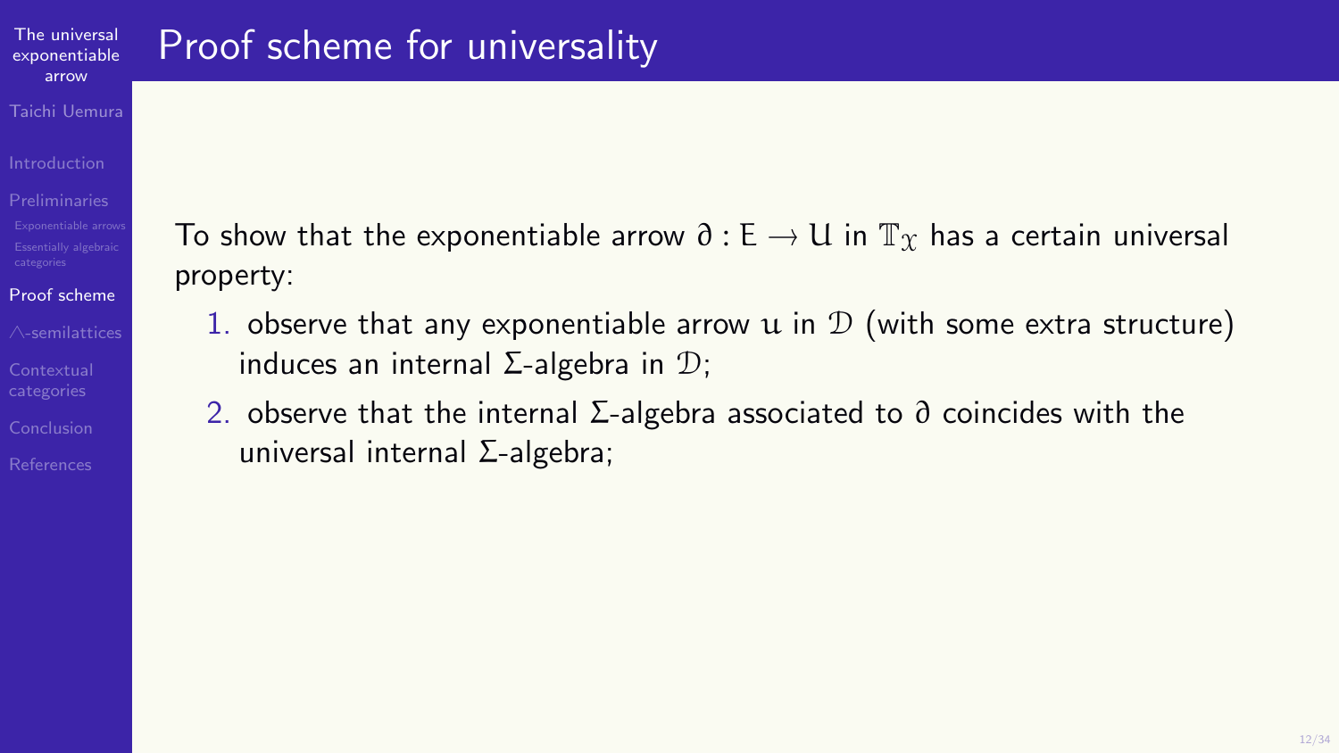# Proof scheme for universality

To show that the exponentiable arrow $\partial : \mathrm{E} \to \mathrm{U}$ in $\mathbb{T}_{\mathfrak{X}}$ has a certain universal property:

1. observe that any exponentiable arrow $u$ in $\mathcal{D}$ (with some extra structure) induces an internal $\Sigma$-algebra in $\mathcal{D}$;
2. observe that the internal $\Sigma$-algebra associated to $\partial$ coincides with the universal internal $\Sigma$-algebra;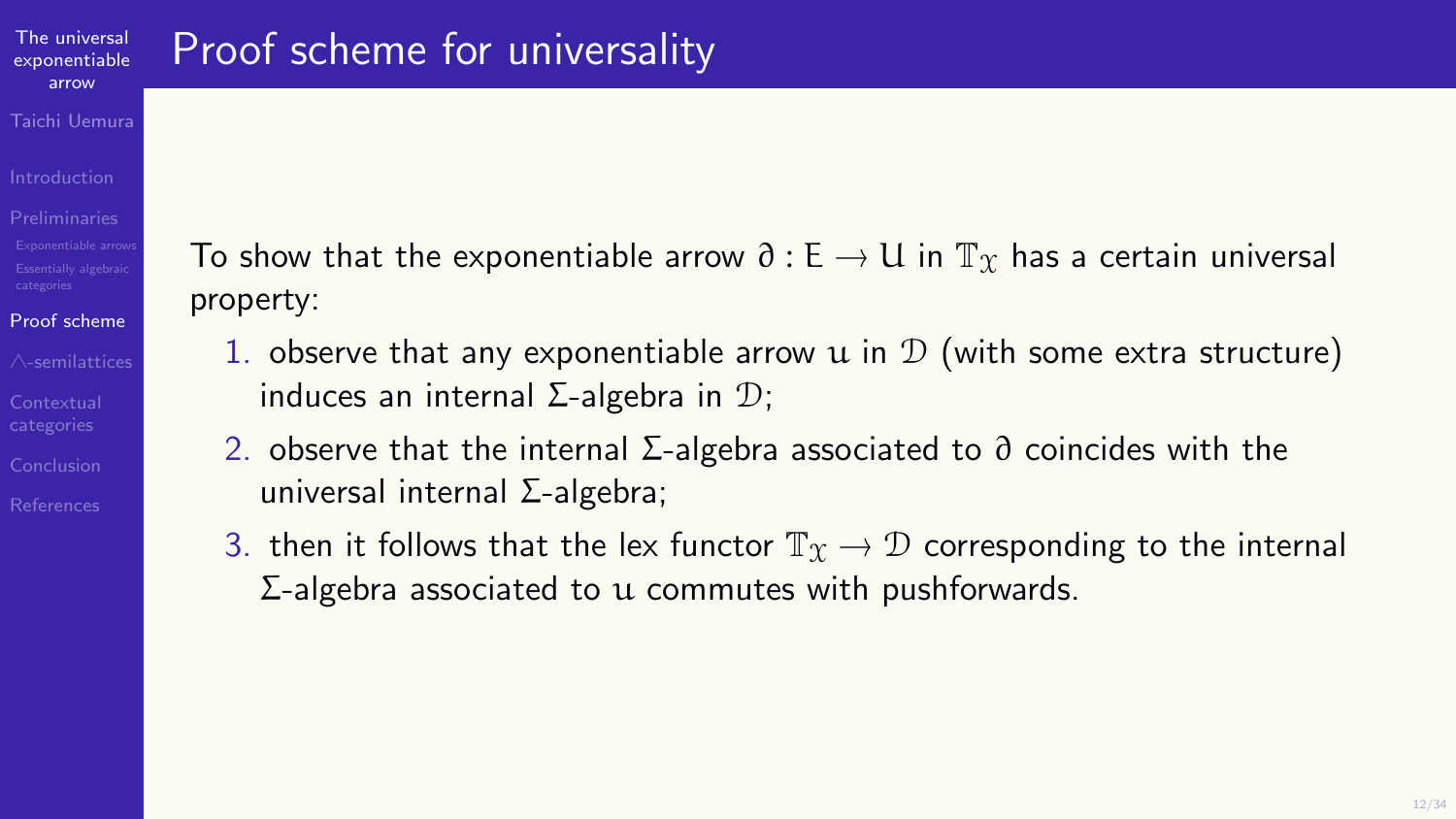# Proof scheme for universality

To show that the exponentiable arrow $\partial : \mathrm{E} \to \mathrm{U}$ in $\mathbb{T}_{\chi}$ has a certain universal property:

1. observe that any exponentiable arrow $u$ in $\mathcal{D}$ (with some extra structure) induces an internal $\Sigma$-algebra in $\mathcal{D}$;
2. observe that the internal $\Sigma$-algebra associated to $\partial$ coincides with the universal internal $\Sigma$-algebra;
3. then it follows that the lex functor $\mathbb{T}_{\chi} \to \mathcal{D}$ corresponding to the internal $\Sigma$-algebra associated to $u$ commutes with pushforwards.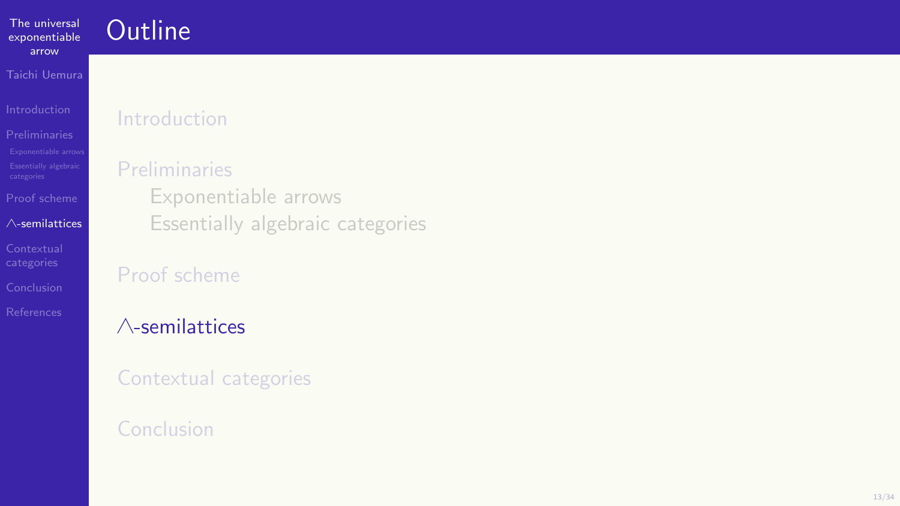# Outline

Introduction

Preliminaries
- Exponentiable arrows
- Essentially algebraic categories

Proof scheme

$\wedge$-semilattices

Contextual categories

Conclusion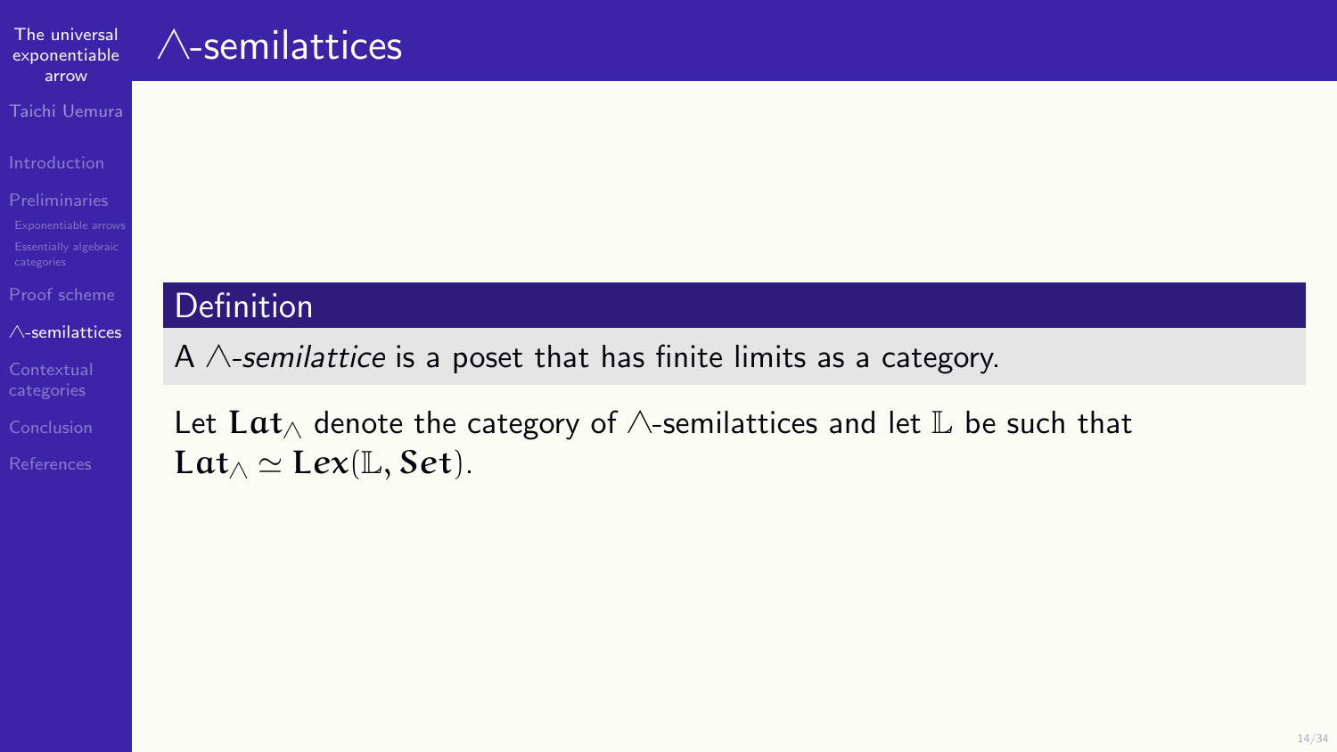# $\wedge$-semilattices

**Definition**

A $\wedge$-*semilattice* is a poset that has finite limits as a category.

Let $\mathbf{Lat}_\wedge$ denote the category of $\wedge$-semilattices and let $\mathbb{L}$ be such that $\mathbf{Lat}_\wedge \simeq \mathbf{Lex}(\mathbb{L}, \mathbf{Set})$.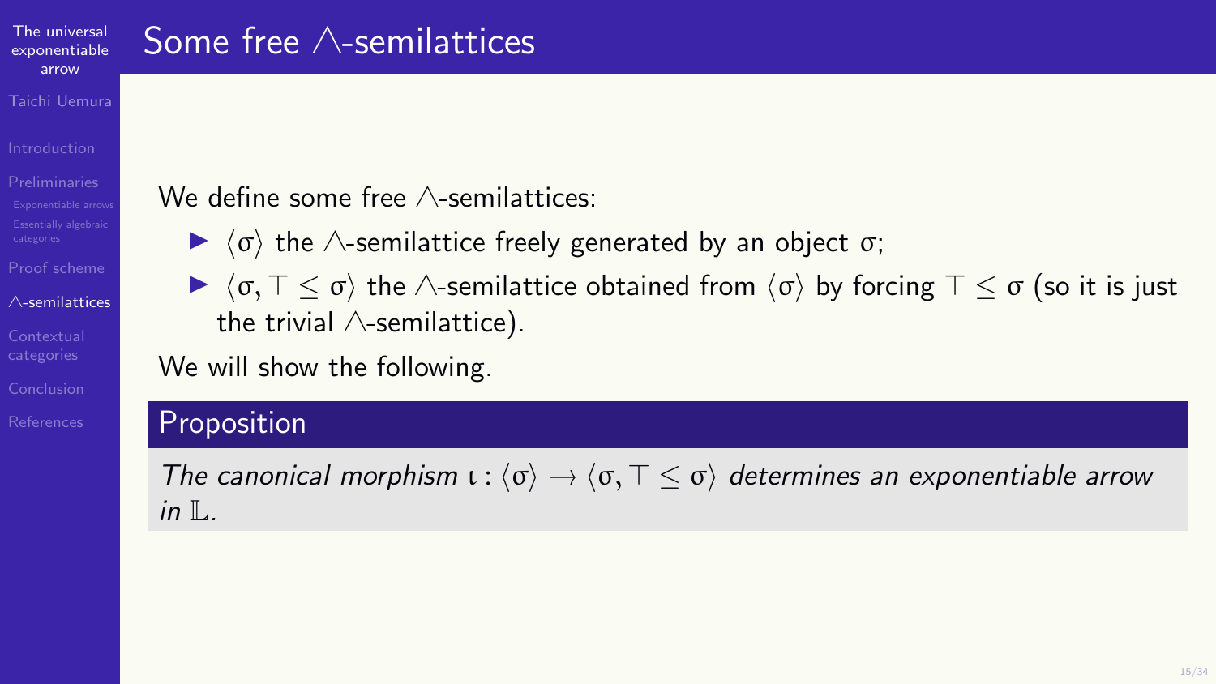# Some free $\wedge$-semilattices

We define some free $\wedge$-semilattices:

- $\langle \sigma \rangle$ the $\wedge$-semilattice freely generated by an object $\sigma$;
- $\langle \sigma, \top \leq \sigma \rangle$ the $\wedge$-semilattice obtained from $\langle \sigma \rangle$ by forcing $\top \leq \sigma$ (so it is just the trivial $\wedge$-semilattice).

We will show the following.

**Proposition**

*The canonical morphism $\iota : \langle \sigma \rangle \to \langle \sigma, \top \leq \sigma \rangle$ determines an exponentiable arrow in $\mathbb{L}$.*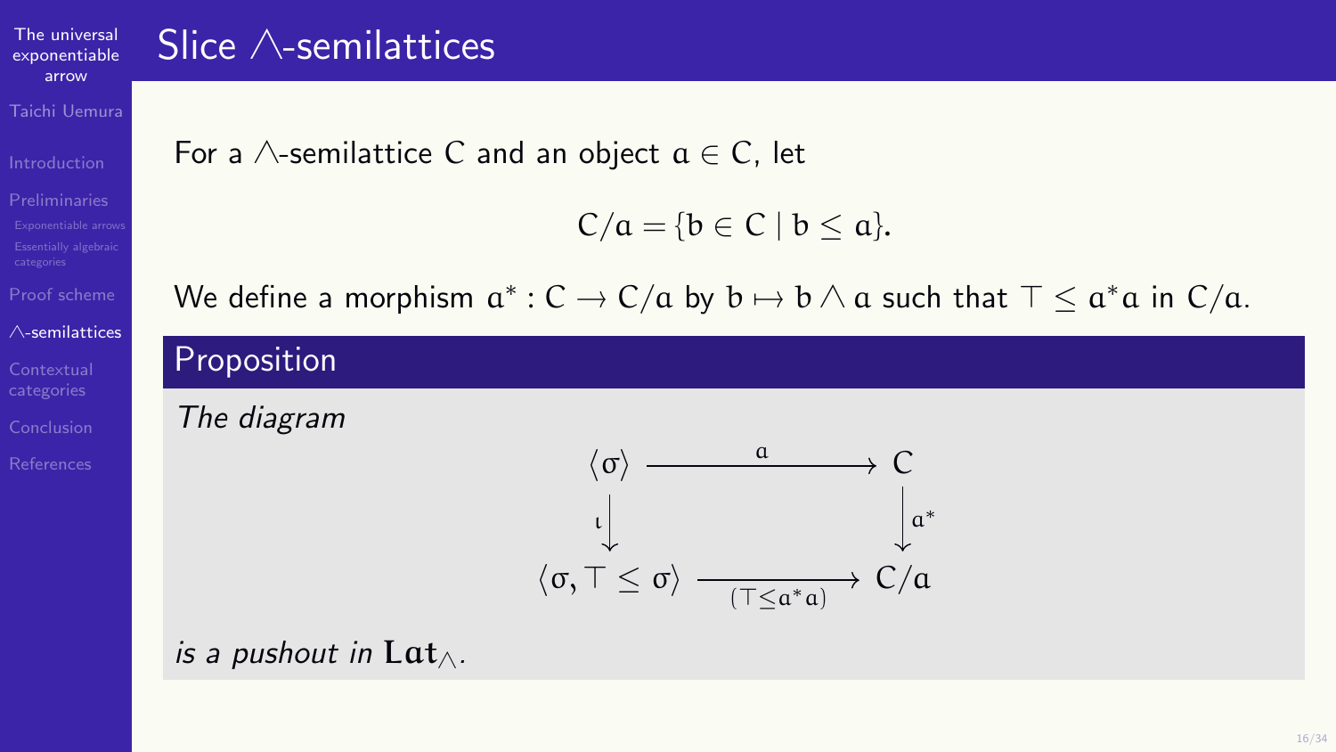# Slice $\wedge$-semilattices

For a $\wedge$-semilattice $C$ and an object $a \in C$, let

$$C/a = \{b \in C \mid b \leq a\}.$$

We define a morphism $a^* : C \to C/a$ by $b \mapsto b \wedge a$ such that $\top \leq a^* a$ in $C/a$.

## Proposition

*The diagram*

$$\begin{array}{ccc} \langle \sigma \rangle & \xrightarrow{\quad a \quad} & C \\ {\scriptstyle \iota} \downarrow & & \downarrow {\scriptstyle a^*} \\ \langle \sigma, \top \leq \sigma \rangle & \xrightarrow[(\top \leq a^* a)]{} & C/a \end{array}$$

*is a pushout in* $\mathbf{Lat}_\wedge$.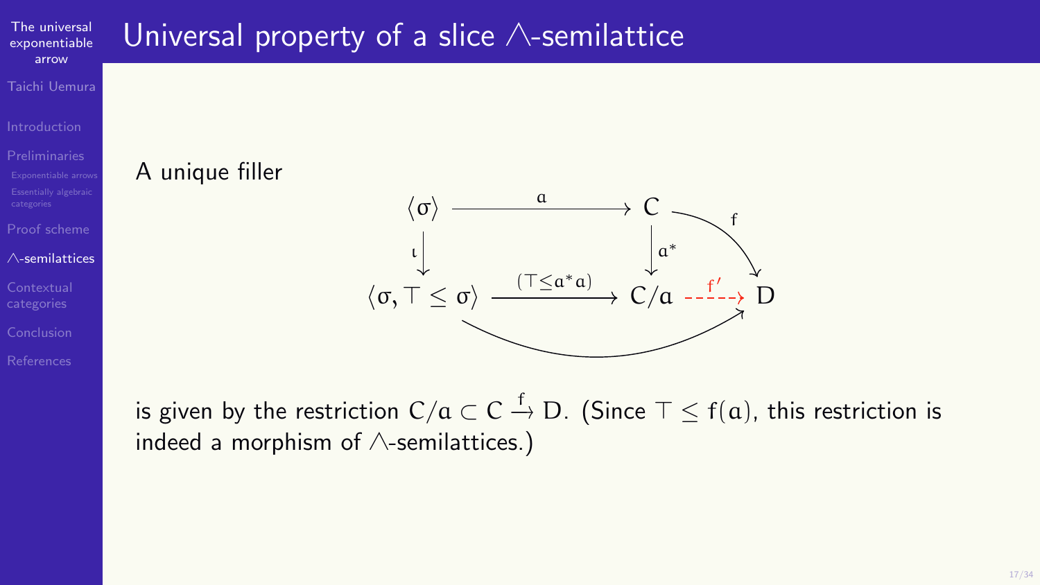## Universal property of a slice $\wedge$-semilattice

A unique filler

$$
\begin{array}{ccccc}
\langle \sigma \rangle & \xrightarrow{\quad a \quad} & C & \xrightarrow{f} & \\
\iota \downarrow & & \downarrow a^* & & \searrow \\
\langle \sigma, \top \leq \sigma \rangle & \xrightarrow{(\top \leq a^* a)} & C/a & \overset{f'}{\dashrightarrow} & D
\end{array}
$$

is given by the restriction $C/a \subset C \xrightarrow{f} D$. (Since $\top \leq f(a)$, this restriction is indeed a morphism of $\wedge$-semilattices.)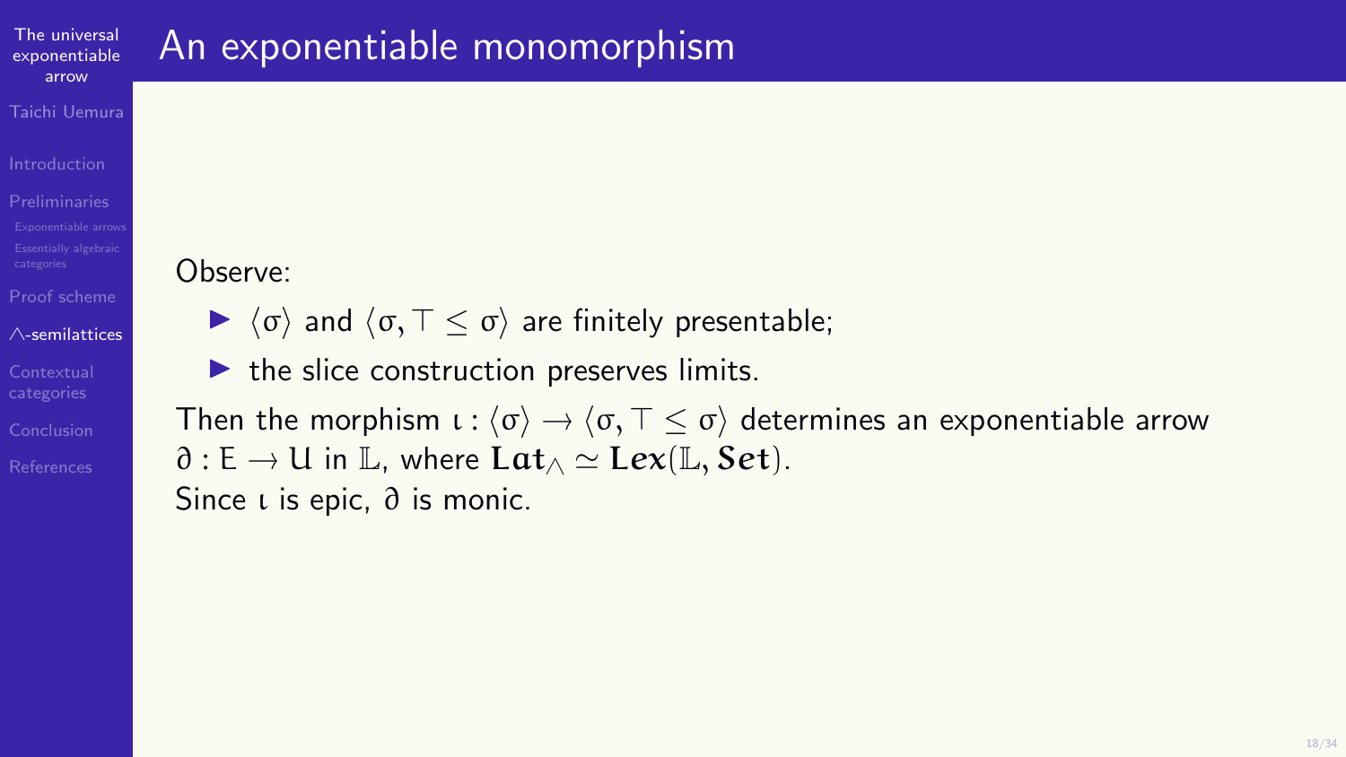# An exponentiable monomorphism

Observe:

- $\langle \sigma \rangle$ and $\langle \sigma, \top \leq \sigma \rangle$ are finitely presentable;
- the slice construction preserves limits.

Then the morphism $\iota : \langle \sigma \rangle \to \langle \sigma, \top \leq \sigma \rangle$ determines an exponentiable arrow $\partial : \mathrm{E} \to \mathrm{U}$ in $\mathbb{L}$, where $\mathbf{Lat}_{\wedge} \simeq \mathbf{Lex}(\mathbb{L}, \mathbf{Set})$.
Since $\iota$ is epic, $\partial$ is monic.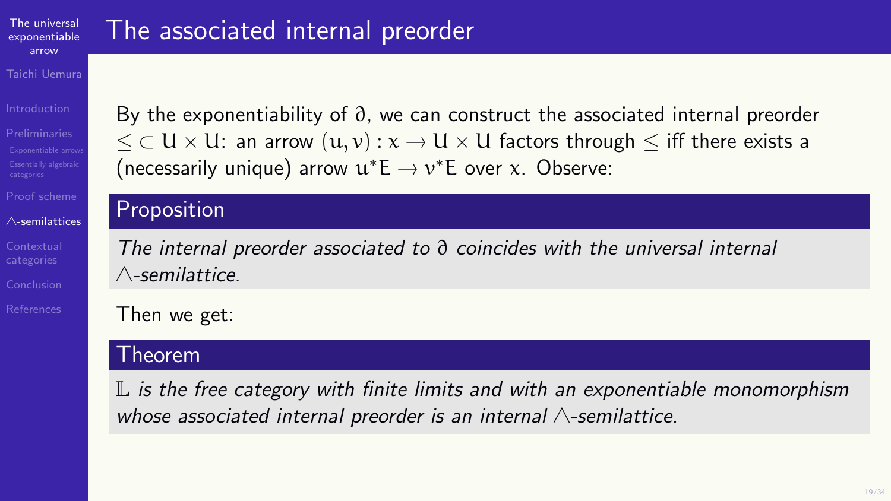# The associated internal preorder

By the exponentiability of $\partial$, we can construct the associated internal preorder $\leq \subset U \times U$: an arrow $(u, v) : x \to U \times U$ factors through $\leq$ iff there exists a (necessarily unique) arrow $u^*E \to v^*E$ over $x$. Observe:

**Proposition**

*The internal preorder associated to $\partial$ coincides with the universal internal $\wedge$-semilattice.*

Then we get:

**Theorem**

*$\mathbb{L}$ is the free category with finite limits and with an exponentiable monomorphism whose associated internal preorder is an internal $\wedge$-semilattice.*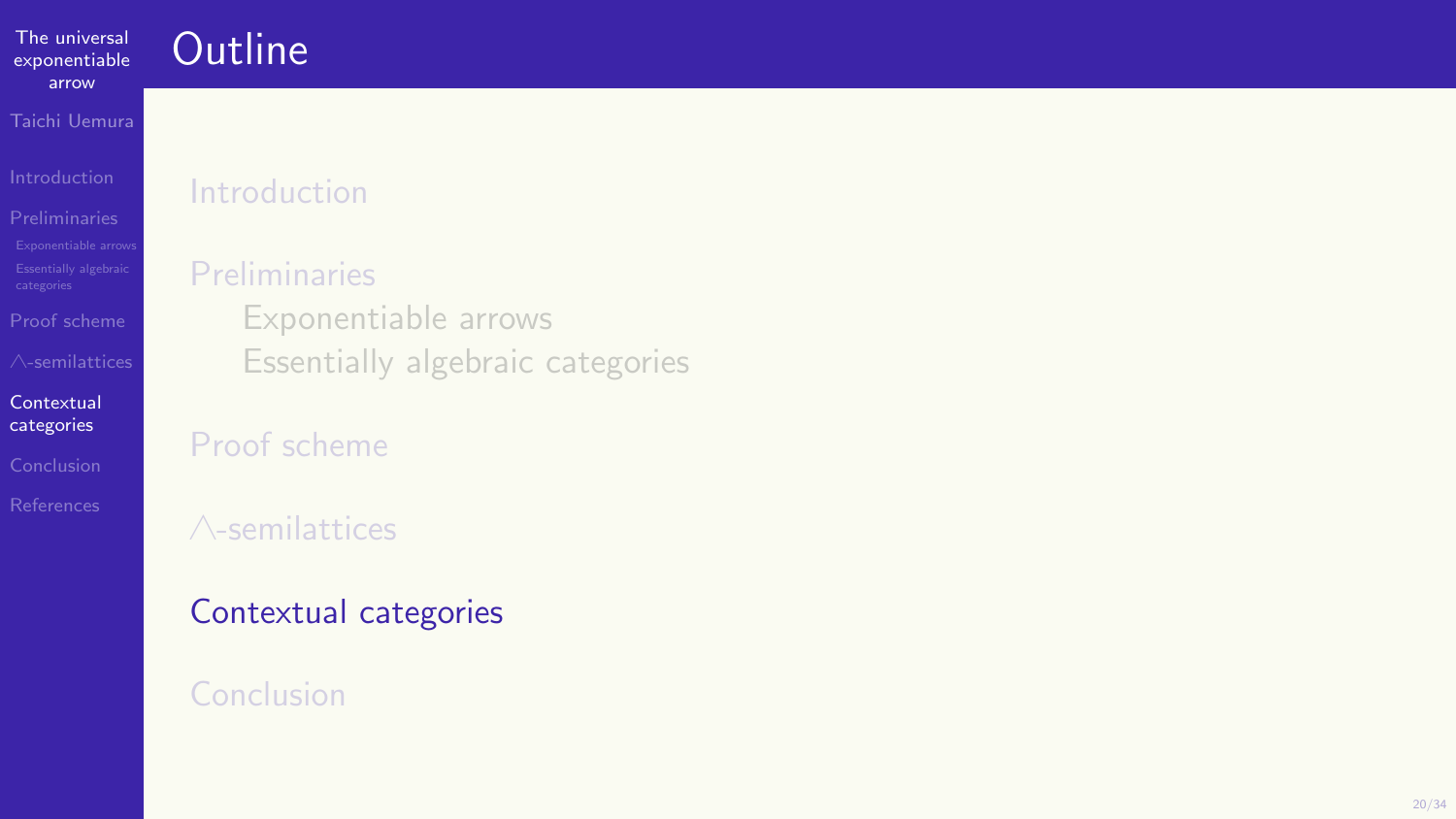# Outline

- Introduction
- Preliminaries
  - Exponentiable arrows
  - Essentially algebraic categories
- Proof scheme
- $\bigwedge$-semilattices
- **Contextual categories**
- Conclusion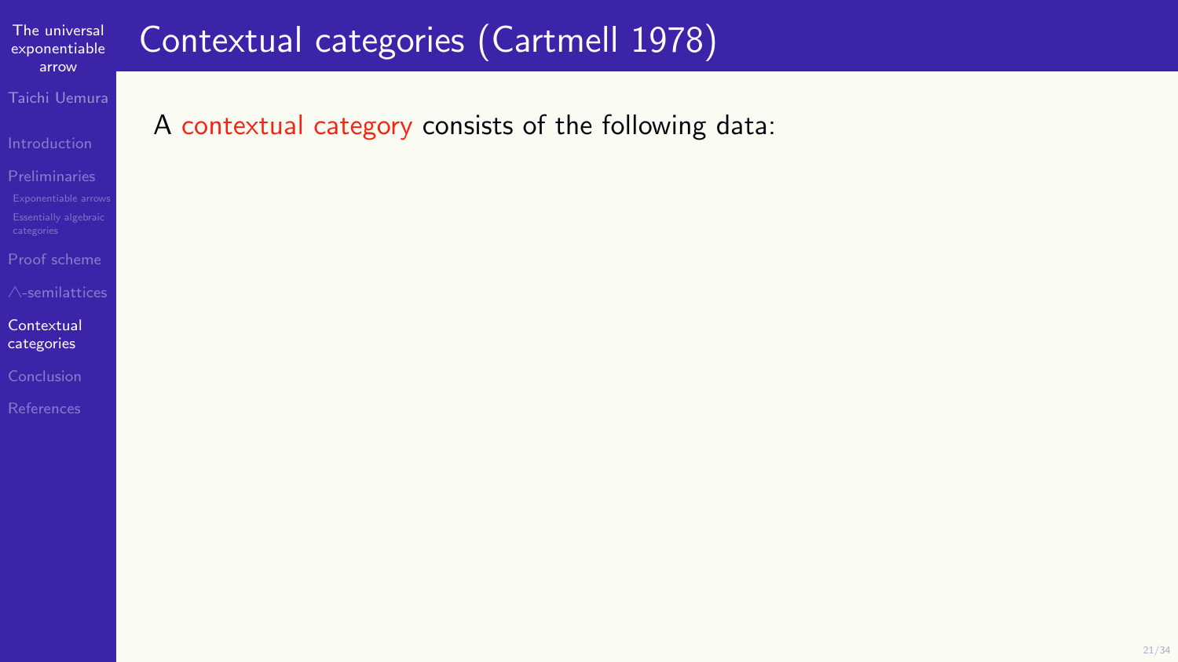# Contextual categories (Cartmell 1978)

A contextual category consists of the following data: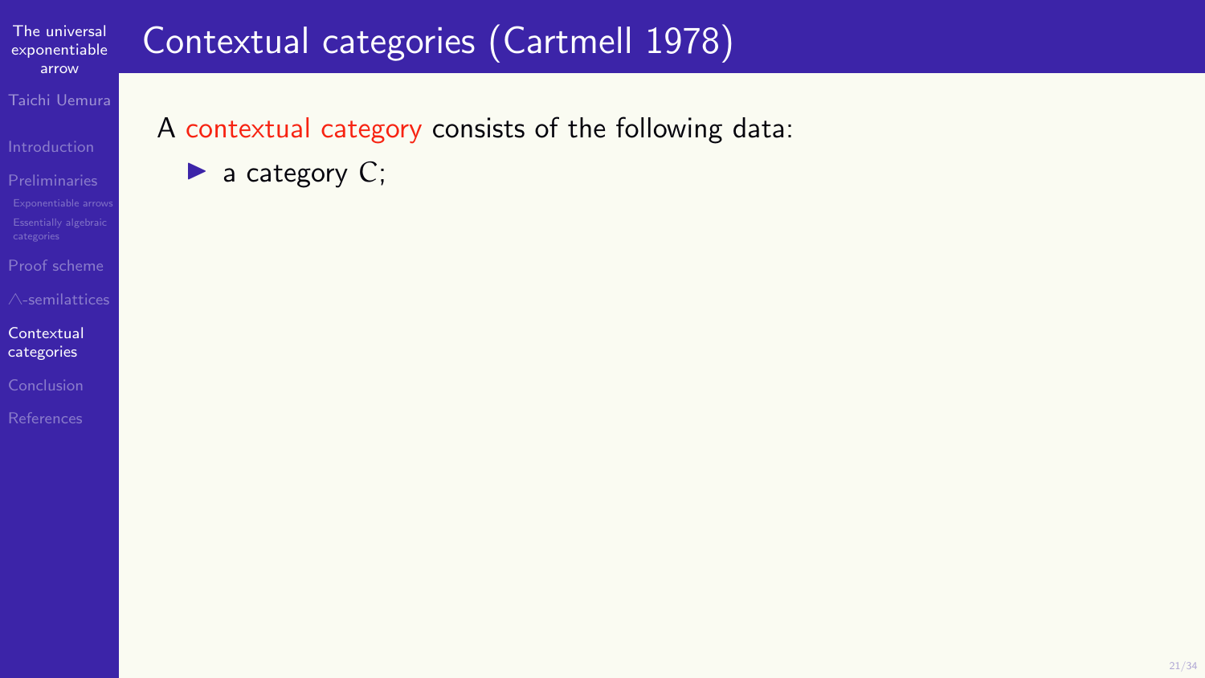# Contextual categories (Cartmell 1978)

A contextual category consists of the following data:

- a category $\mathcal{C}$;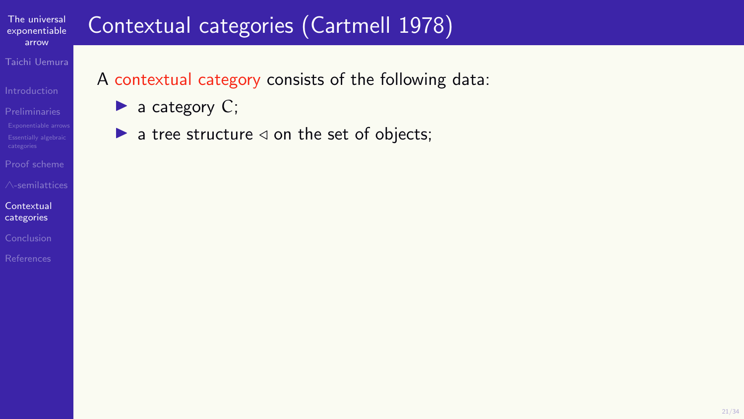# Contextual categories (Cartmell 1978)

A contextual category consists of the following data:

- a category $\mathcal{C}$;
- a tree structure $\triangleleft$ on the set of objects;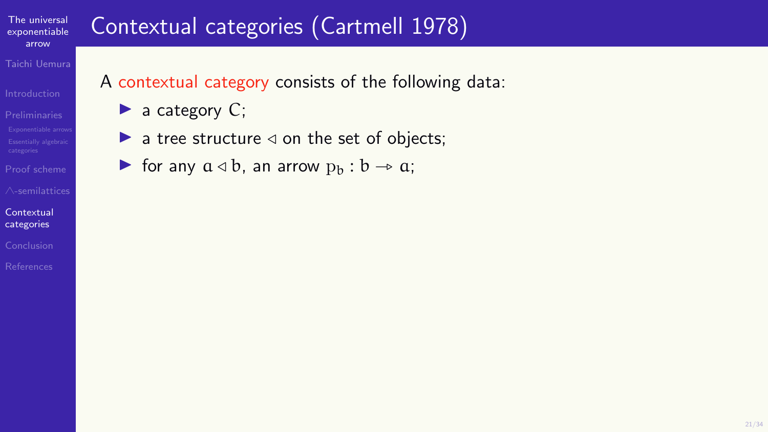# Contextual categories (Cartmell 1978)

A contextual category consists of the following data:

- a category $\mathcal{C}$;
- a tree structure $\triangleleft$ on the set of objects;
- for any $a \triangleleft b$, an arrow $p_b : b \rightarrowtriangle a$;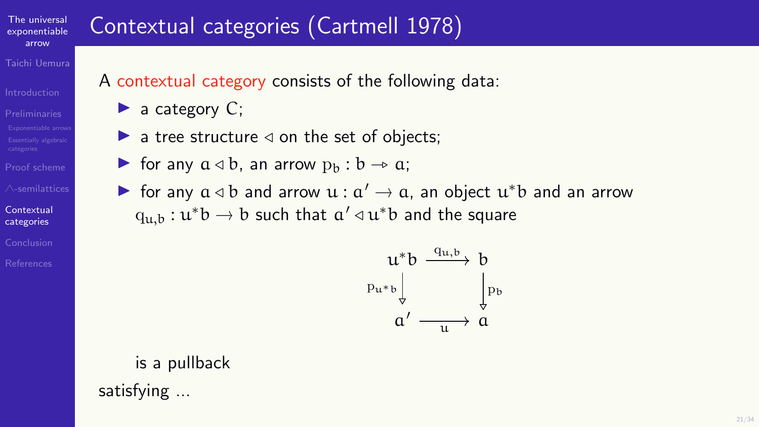# Contextual categories (Cartmell 1978)

A contextual category consists of the following data:

- a category $C$;
- a tree structure $\triangleleft$ on the set of objects;
- for any $a \triangleleft b$, an arrow $p_b : b \twoheadrightarrow a$;
- for any $a \triangleleft b$ and arrow $u : a' \to a$, an object $u^*b$ and an arrow $q_{u,b} : u^*b \to b$ such that $a' \triangleleft u^*b$ and the square

$$\begin{array}{ccc} u^*b & \xrightarrow{q_{u,b}} & b \\ {\scriptstyle p_{u^*b}} \downarrow & & \downarrow {\scriptstyle p_b} \\ a' & \xrightarrow[u]{} & a \end{array}$$

  is a pullback

satisfying ...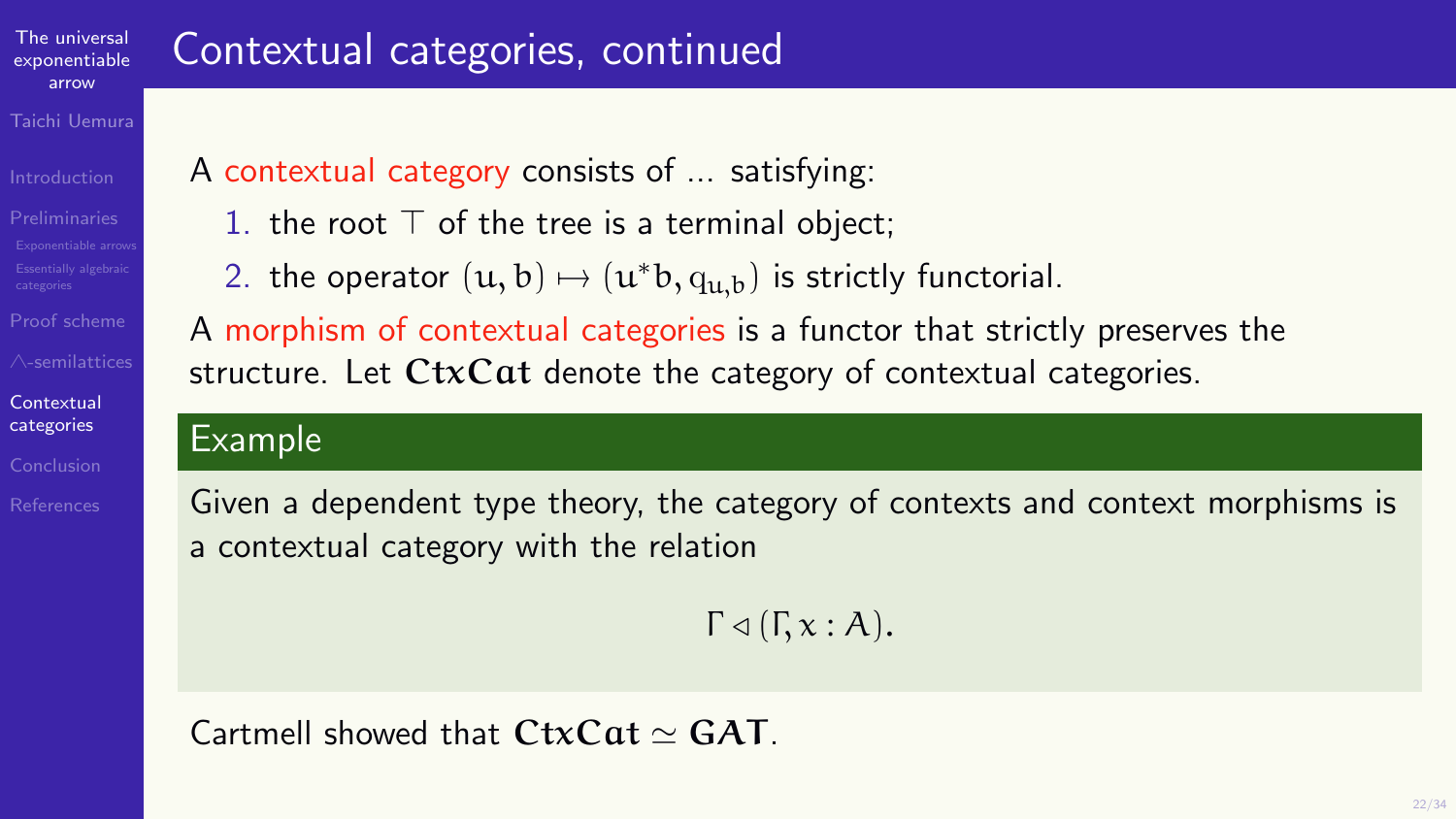# Contextual categories, continued

A contextual category consists of ... satisfying:

1. the root $\top$ of the tree is a terminal object;
2. the operator $(u, b) \mapsto (u^*b, q_{u,b})$ is strictly functorial.

A morphism of contextual categories is a functor that strictly preserves the structure. Let $\mathbf{CtxCat}$ denote the category of contextual categories.

## Example

Given a dependent type theory, the category of contexts and context morphisms is a contextual category with the relation

$$\Gamma \lhd (\Gamma, x : A).$$

Cartmell showed that $\mathbf{CtxCat} \simeq \mathbf{GAT}$.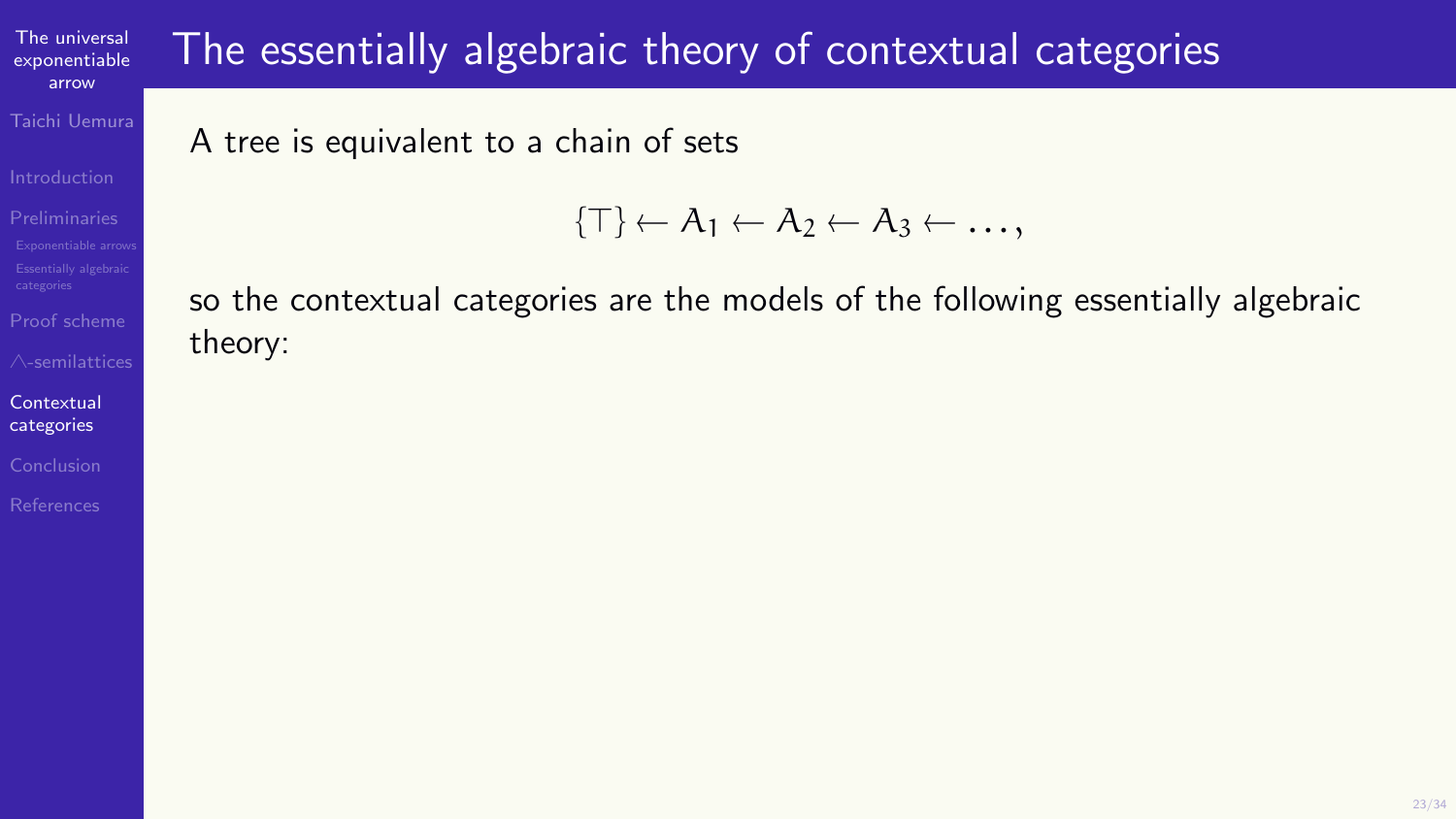# The essentially algebraic theory of contextual categories

A tree is equivalent to a chain of sets

$$\{\top\} \leftarrow A_1 \leftarrow A_2 \leftarrow A_3 \leftarrow \ldots,$$

so the contextual categories are the models of the following essentially algebraic theory: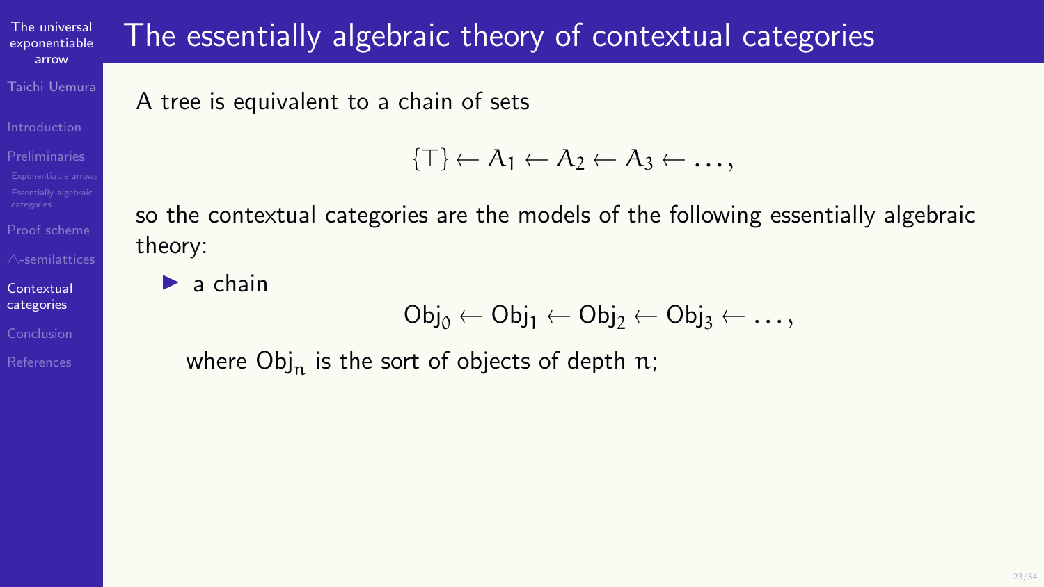# The essentially algebraic theory of contextual categories

A tree is equivalent to a chain of sets

$$\{\top\} \leftarrow A_1 \leftarrow A_2 \leftarrow A_3 \leftarrow \dots,$$

so the contextual categories are the models of the following essentially algebraic theory:

- a chain

  $$\mathsf{Obj}_0 \leftarrow \mathsf{Obj}_1 \leftarrow \mathsf{Obj}_2 \leftarrow \mathsf{Obj}_3 \leftarrow \dots,$$

  where $\mathsf{Obj}_n$ is the sort of objects of depth $n$;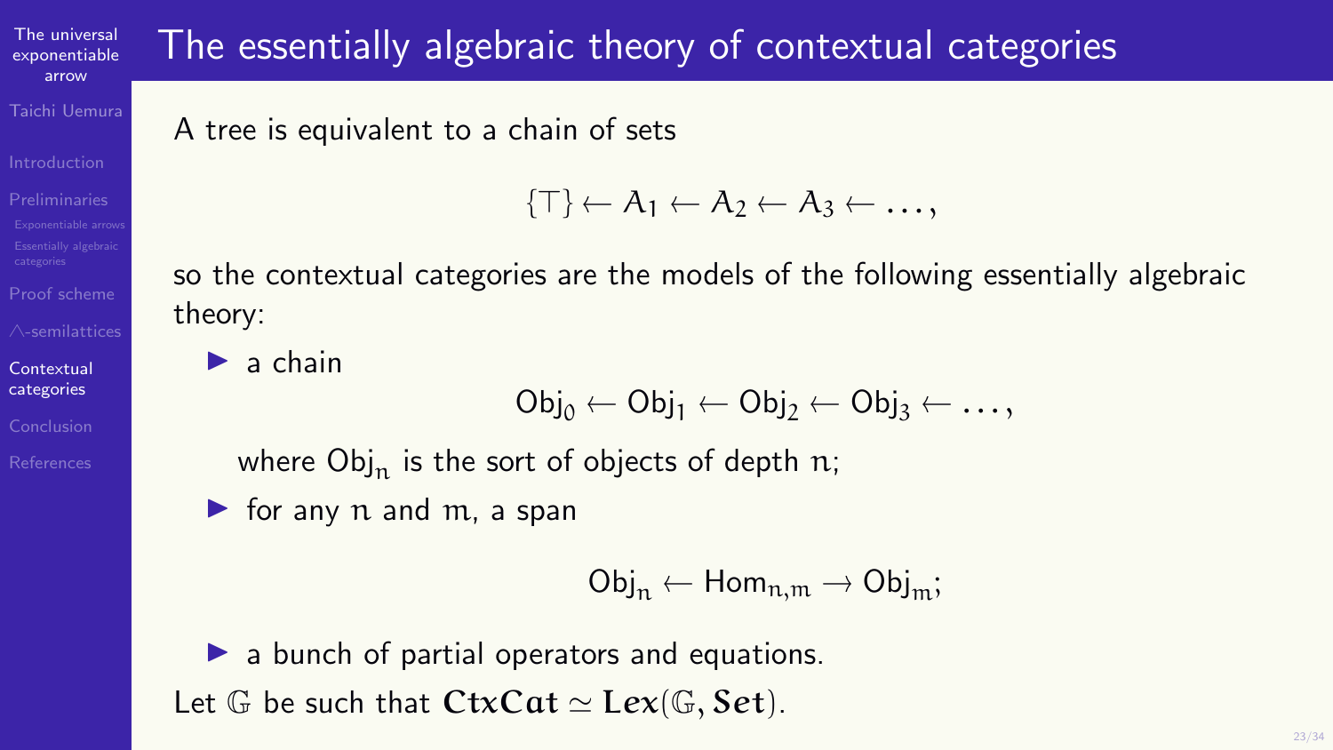# The essentially algebraic theory of contextual categories

A tree is equivalent to a chain of sets

$$\{\top\} \leftarrow A_1 \leftarrow A_2 \leftarrow A_3 \leftarrow \ldots,$$

so the contextual categories are the models of the following essentially algebraic theory:

- a chain
  $$\mathsf{Obj}_0 \leftarrow \mathsf{Obj}_1 \leftarrow \mathsf{Obj}_2 \leftarrow \mathsf{Obj}_3 \leftarrow \ldots,$$
  where $\mathsf{Obj}_n$ is the sort of objects of depth $n$;
- for any $n$ and $m$, a span
  $$\mathsf{Obj}_n \leftarrow \mathsf{Hom}_{n,m} \rightarrow \mathsf{Obj}_m;$$
- a bunch of partial operators and equations.

Let $\mathbb{G}$ be such that $\mathbf{CtxCat} \simeq \mathbf{Lex}(\mathbb{G}, \mathbf{Set})$.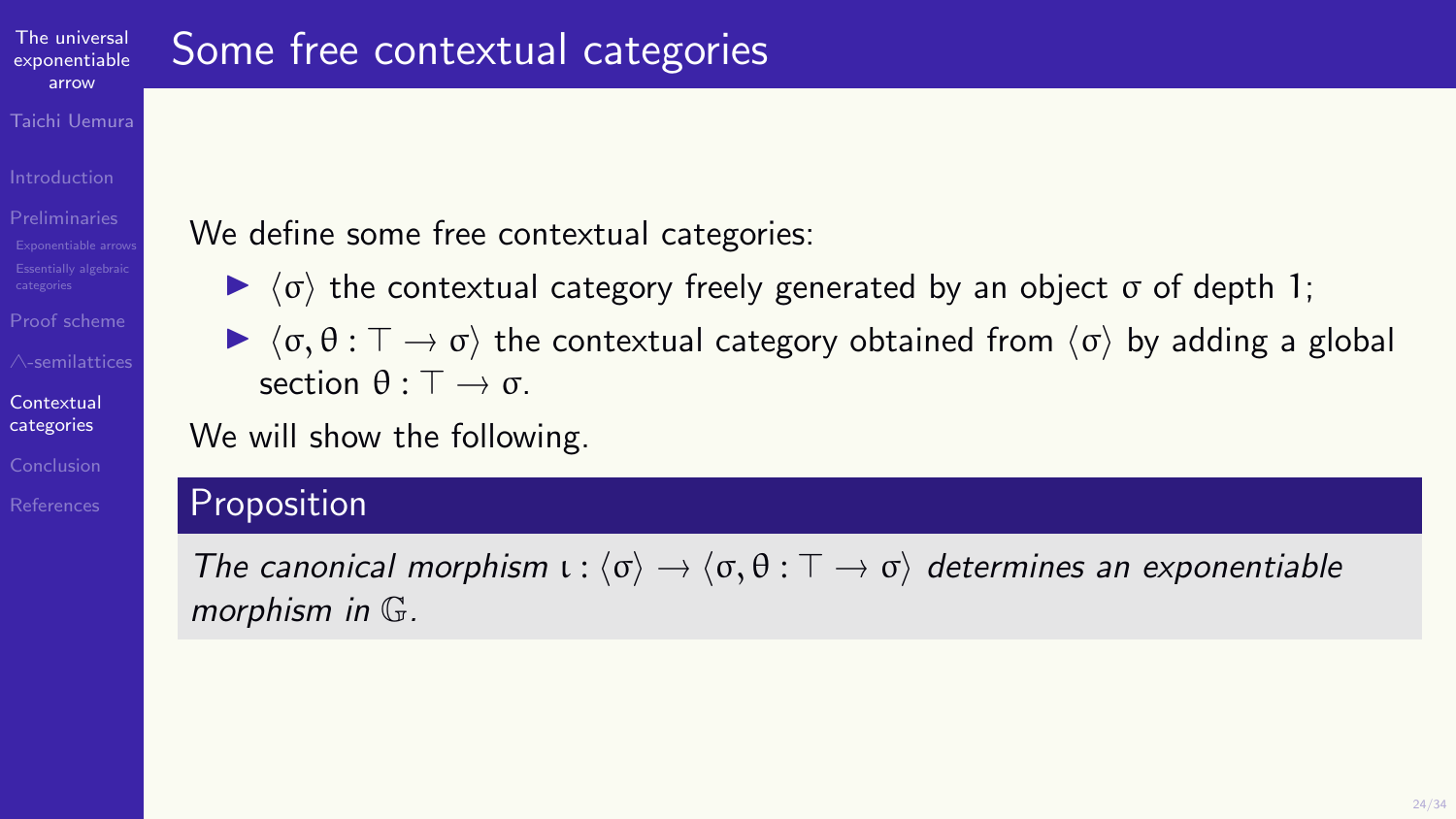## Some free contextual categories

We define some free contextual categories:

- $\langle \sigma \rangle$ the contextual category freely generated by an object $\sigma$ of depth 1;
- $\langle \sigma, \theta : \top \to \sigma \rangle$ the contextual category obtained from $\langle \sigma \rangle$ by adding a global section $\theta : \top \to \sigma$.

We will show the following.

**Proposition**

*The canonical morphism $\iota : \langle \sigma \rangle \to \langle \sigma, \theta : \top \to \sigma \rangle$ determines an exponentiable morphism in $\mathbb{G}$.*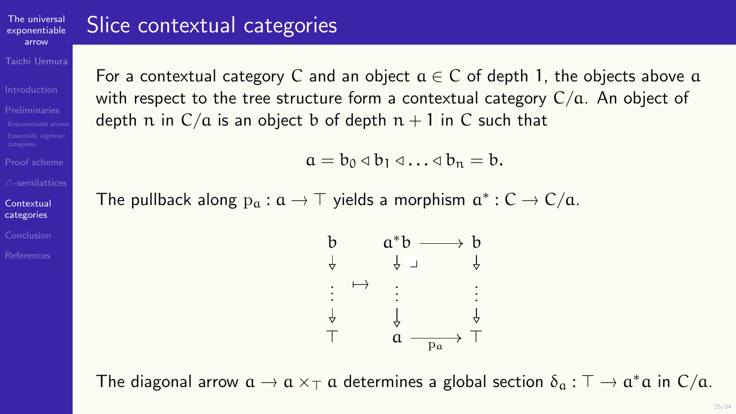# Slice contextual categories

For a contextual category $C$ and an object $a \in C$ of depth 1, the objects above $a$ with respect to the tree structure form a contextual category $C/a$. An object of depth $n$ in $C/a$ is an object $b$ of depth $n+1$ in $C$ such that

$$a = b_0 \triangleleft b_1 \triangleleft \ldots \triangleleft b_n = b.$$

The pullback along $p_a : a \to \top$ yields a morphism $a^* : C \to C/a$.

$$\begin{array}{ccccc} b & & a^*b & \longrightarrow & b \\ \downarrow & & \downarrow \lrcorner & & \downarrow \\ \vdots & \mapsto & \vdots & & \vdots \\ \downarrow & & \downarrow & & \downarrow \\ \top & & a & \xrightarrow{p_a} & \top \end{array}$$

The diagonal arrow $a \to a \times_\top a$ determines a global section $\delta_a : \top \to a^*a$ in $C/a$.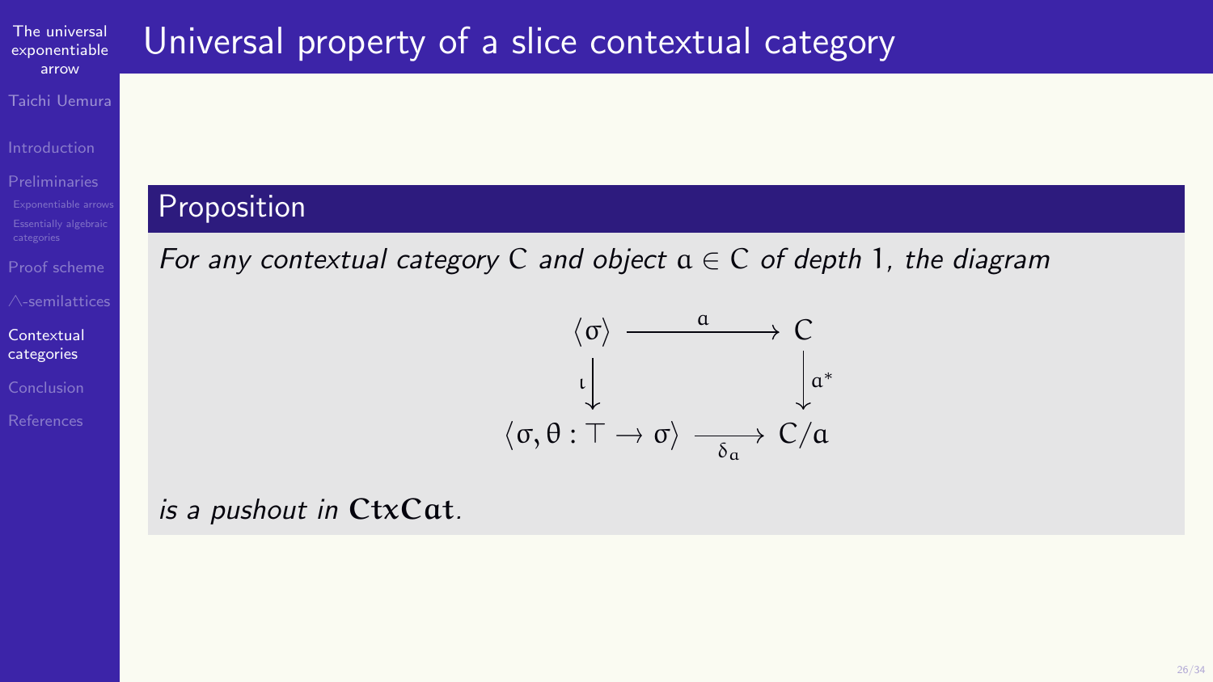# Universal property of a slice contextual category

## Proposition

*For any contextual category* $\mathcal{C}$ *and object* $a \in \mathcal{C}$ *of depth* 1*, the diagram*

$$
\begin{array}{ccc}
\langle \sigma \rangle & \xrightarrow{\quad a \quad} & \mathcal{C} \\
{\scriptstyle \iota} \big\downarrow & & \big\downarrow {\scriptstyle a^*} \\
\langle \sigma, \theta : \top \to \sigma \rangle & \xrightarrow[\delta_a]{} & \mathcal{C}/a
\end{array}
$$

*is a pushout in* $\mathbf{CtxCat}$.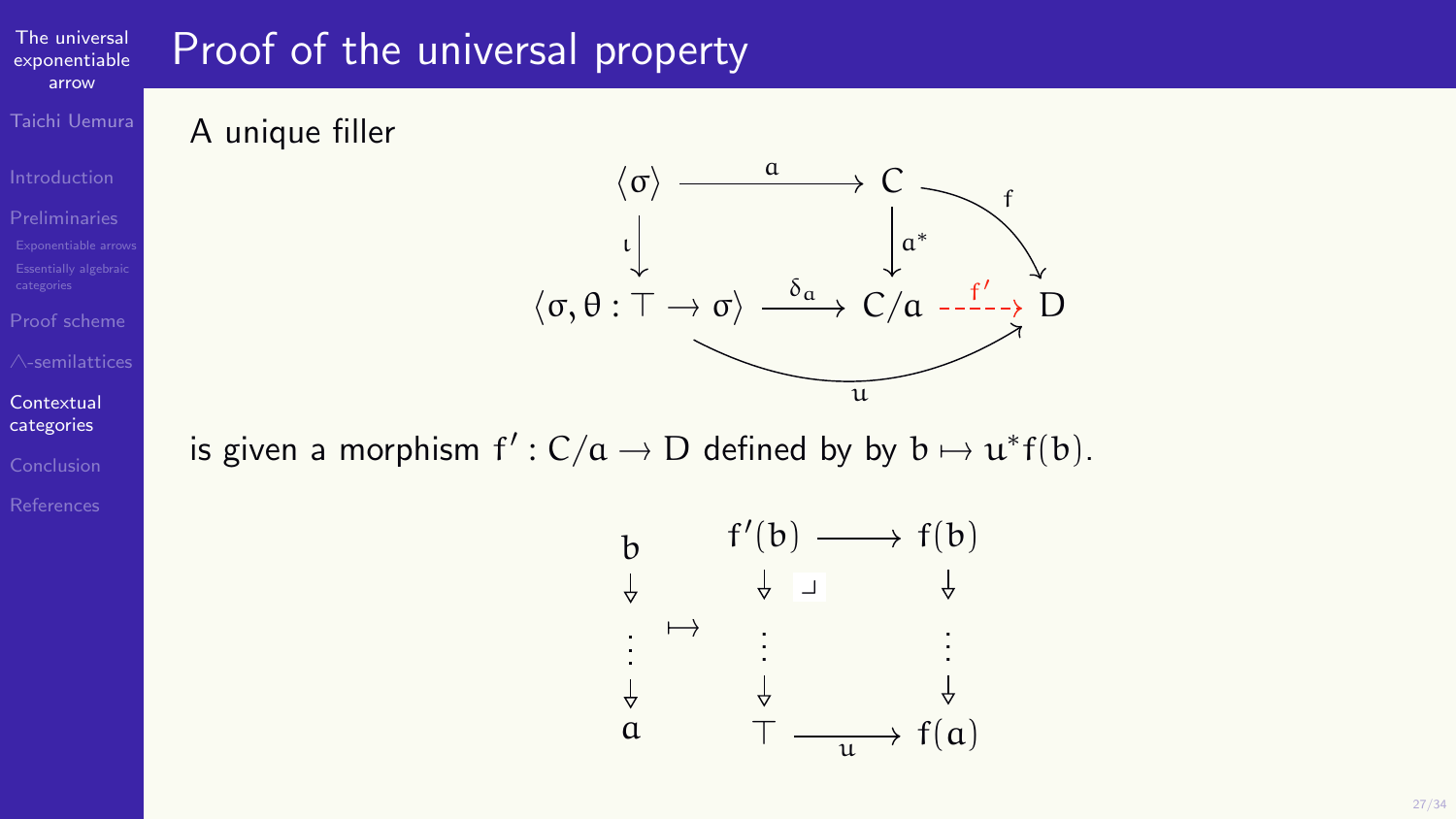# Proof of the universal property

A unique filler

$$\begin{array}{ccccc}
\langle\sigma\rangle & \xrightarrow{a} & C & & \\
\downarrow{\scriptstyle\iota} & & \downarrow{\scriptstyle a^*} & \searrow{\scriptstyle f} & \\
\langle\sigma, \theta : \top \to \sigma\rangle & \xrightarrow{\delta_a} & C/a & \xrightarrow{f'} & D
\end{array}$$

with $u : \langle\sigma, \theta : \top \to \sigma\rangle \to D$

is given a morphism $f' : C/a \to D$ defined by by $b \mapsto u^* f(b)$.

$$b \to \cdots \to a \quad \mapsto \quad \begin{array}{ccc}
f'(b) & \longrightarrow & f(b) \\
\downarrow & \lrcorner & \downarrow \\
\vdots & & \vdots \\
\downarrow & & \downarrow \\
\top & \xrightarrow{u} & f(a)
\end{array}$$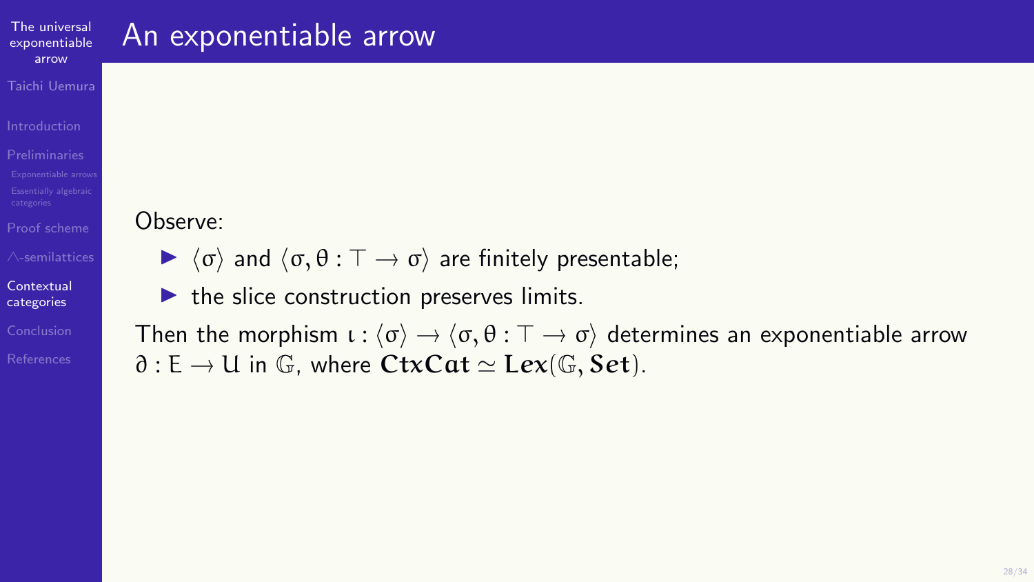# An exponentiable arrow

Observe:

- $\langle \sigma \rangle$ and $\langle \sigma, \theta : \top \to \sigma \rangle$ are finitely presentable;
- the slice construction preserves limits.

Then the morphism $\iota : \langle \sigma \rangle \to \langle \sigma, \theta : \top \to \sigma \rangle$ determines an exponentiable arrow $\partial : E \to U$ in $\mathbb{G}$, where $\mathbf{CtxCat} \simeq \mathbf{Lex}(\mathbb{G}, \mathbf{Set})$.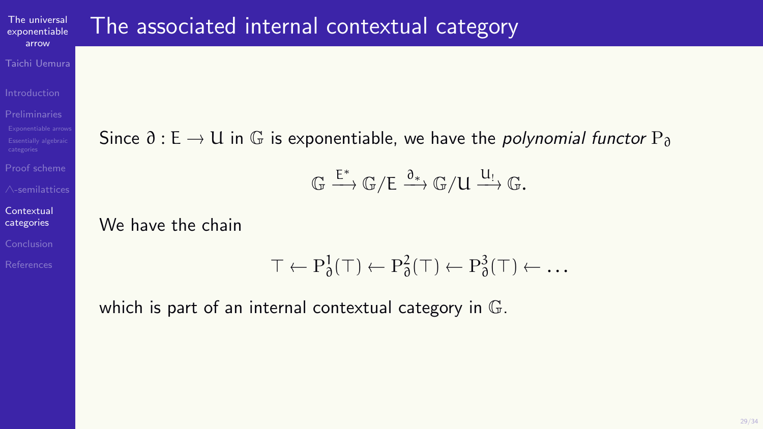# The associated internal contextual category

Since $\partial : E \to U$ in $\mathbb{G}$ is exponentiable, we have the *polynomial functor* $P_\partial$

$$\mathbb{G} \xrightarrow{E^*} \mathbb{G}/E \xrightarrow{\partial_*} \mathbb{G}/U \xrightarrow{U_!} \mathbb{G}.$$

We have the chain

$$\top \leftarrow P_\partial^1(\top) \leftarrow P_\partial^2(\top) \leftarrow P_\partial^3(\top) \leftarrow \dots$$

which is part of an internal contextual category in $\mathbb{G}$.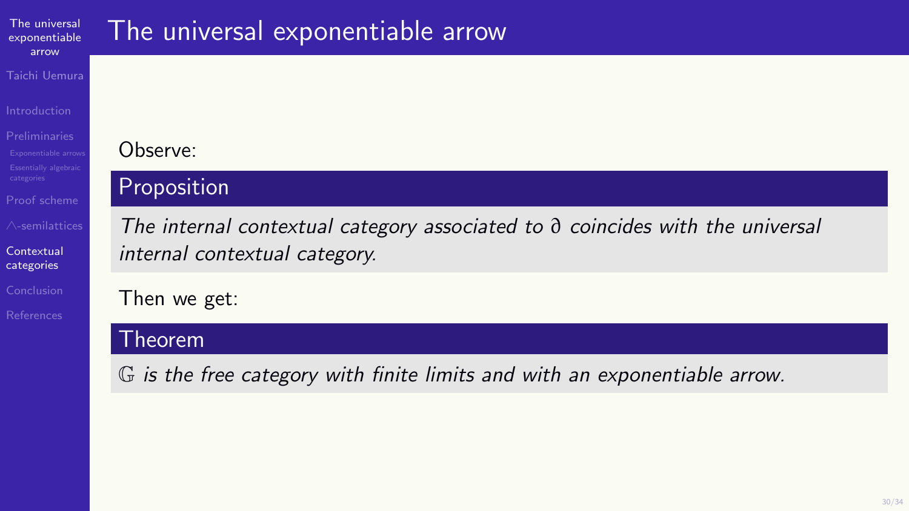# The universal exponentiable arrow

Observe:

**Proposition**

*The internal contextual category associated to $\partial$ coincides with the universal internal contextual category.*

Then we get:

**Theorem**

*$\mathbb{G}$ is the free category with finite limits and with an exponentiable arrow.*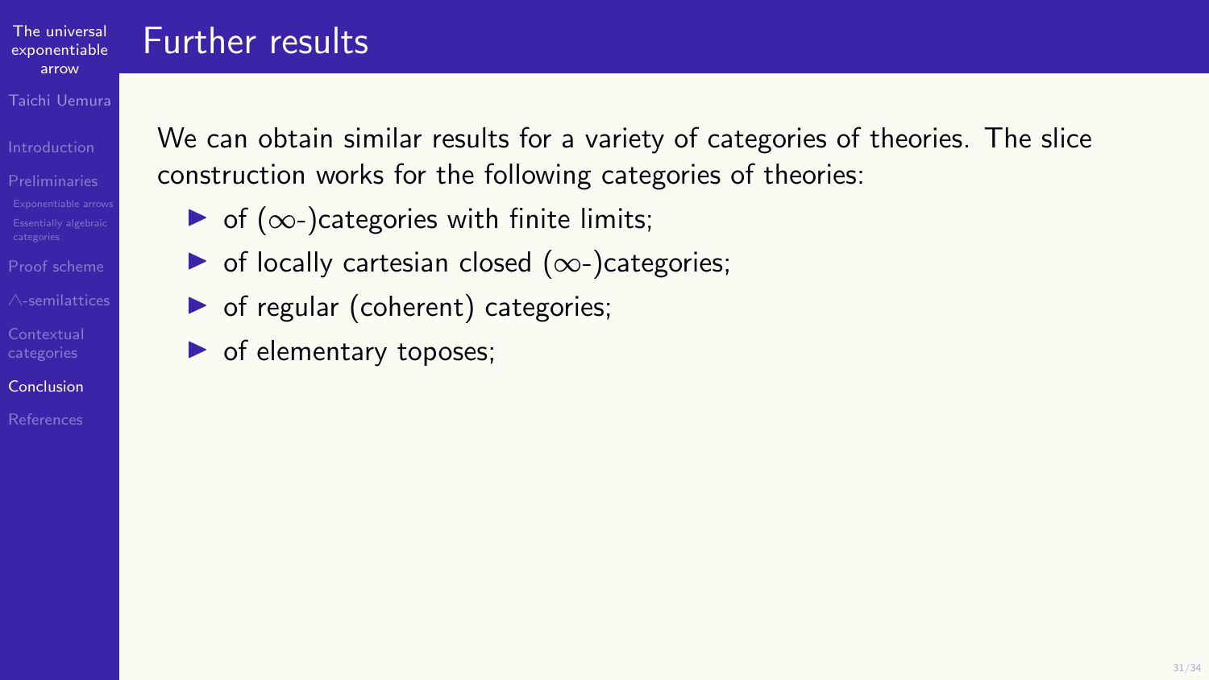# Further results

We can obtain similar results for a variety of categories of theories. The slice construction works for the following categories of theories:

- of ($\infty$-)categories with finite limits;
- of locally cartesian closed ($\infty$-)categories;
- of regular (coherent) categories;
- of elementary toposes;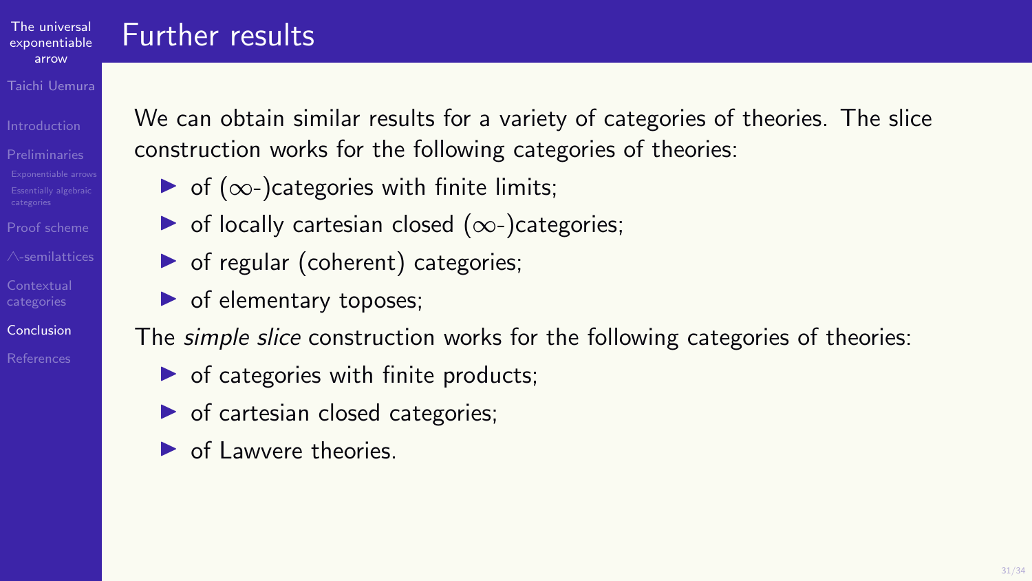## Further results

We can obtain similar results for a variety of categories of theories. The slice construction works for the following categories of theories:

- of ($\infty$-)categories with finite limits;
- of locally cartesian closed ($\infty$-)categories;
- of regular (coherent) categories;
- of elementary toposes;

The *simple slice* construction works for the following categories of theories:

- of categories with finite products;
- of cartesian closed categories;
- of Lawvere theories.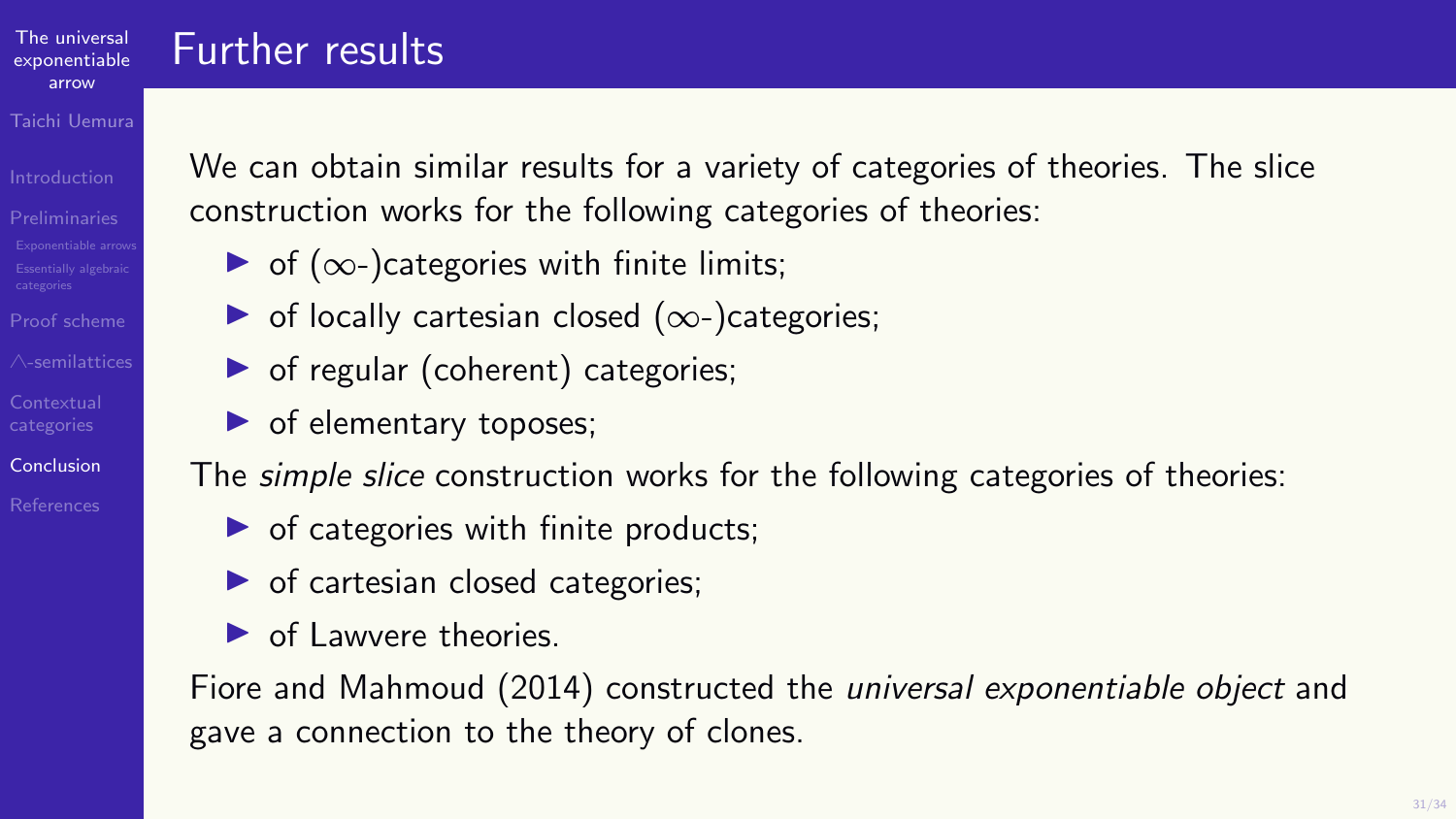# Further results

We can obtain similar results for a variety of categories of theories. The slice construction works for the following categories of theories:

- of ($\infty$-)categories with finite limits;
- of locally cartesian closed ($\infty$-)categories;
- of regular (coherent) categories;
- of elementary toposes;

The *simple slice* construction works for the following categories of theories:

- of categories with finite products;
- of cartesian closed categories;
- of Lawvere theories.

Fiore and Mahmoud (2014) constructed the *universal exponentiable object* and gave a connection to the theory of clones.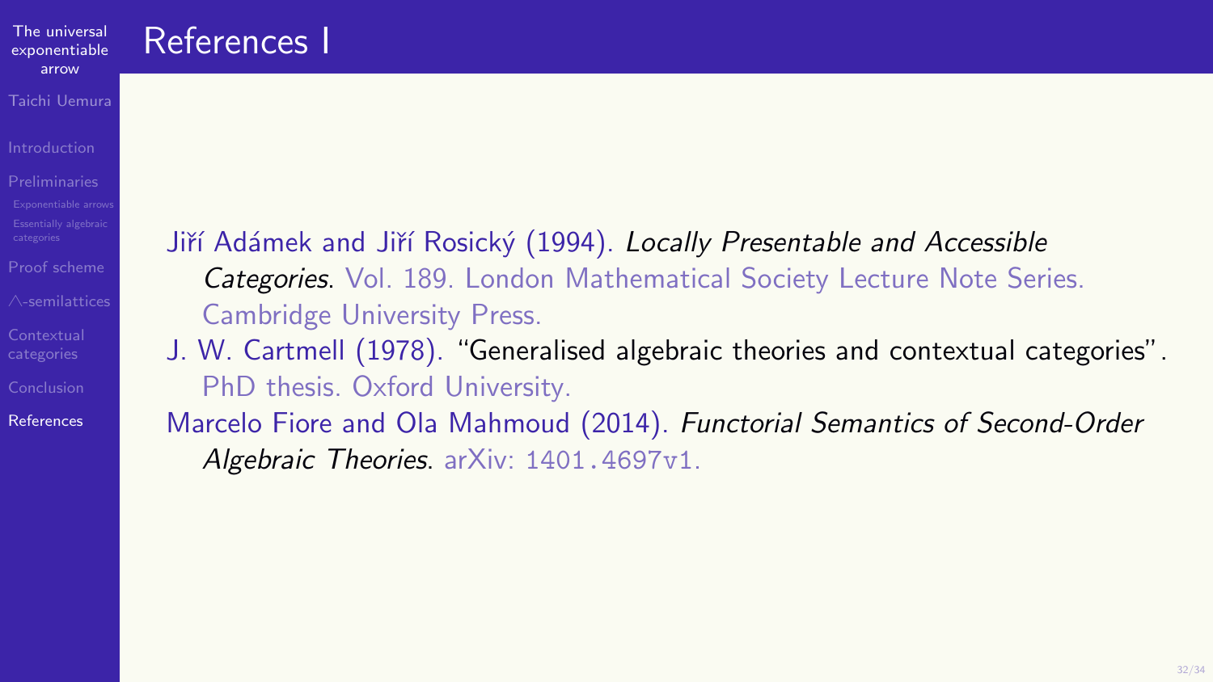# References I

Jiří Adámek and Jiří Rosický (1994). *Locally Presentable and Accessible Categories*. Vol. 189. London Mathematical Society Lecture Note Series. Cambridge University Press.

J. W. Cartmell (1978). "Generalised algebraic theories and contextual categories". PhD thesis. Oxford University.

Marcelo Fiore and Ola Mahmoud (2014). *Functorial Semantics of Second-Order Algebraic Theories*. arXiv: 1401.4697v1.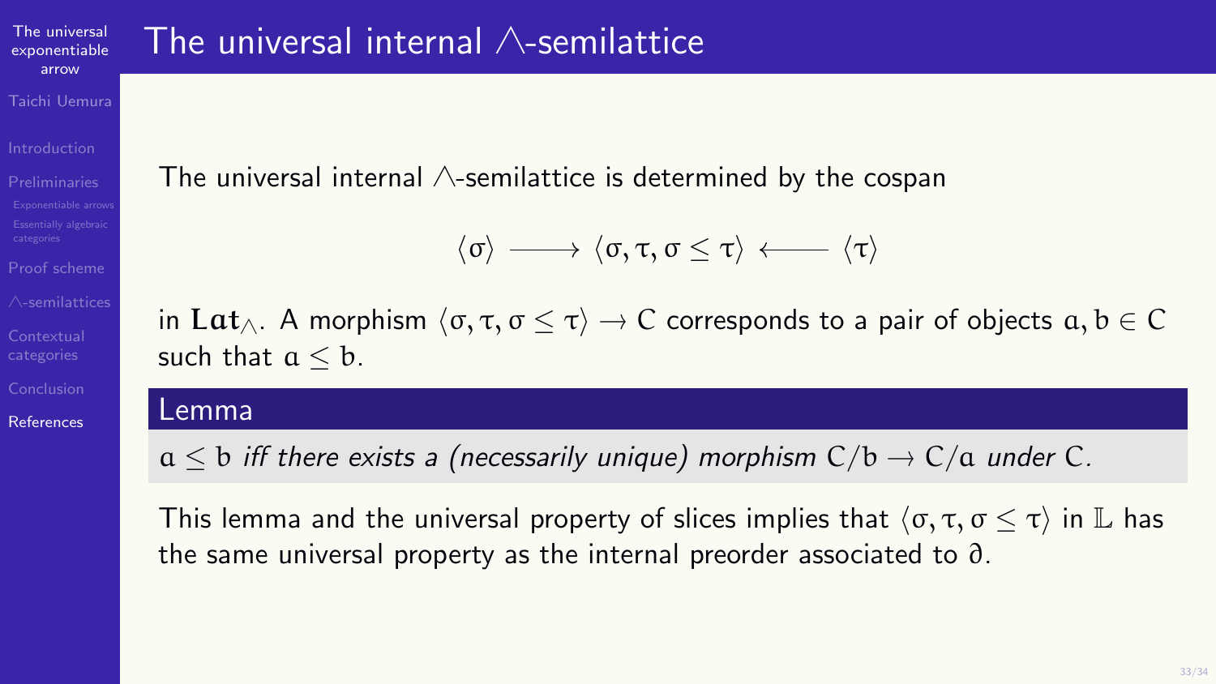# The universal internal $\wedge$-semilattice

The universal internal $\wedge$-semilattice is determined by the cospan

$$\langle \sigma \rangle \longrightarrow \langle \sigma, \tau, \sigma \leq \tau \rangle \longleftarrow \langle \tau \rangle$$

in $\mathbf{Lat}_\wedge$. A morphism $\langle \sigma, \tau, \sigma \leq \tau \rangle \to C$ corresponds to a pair of objects $a, b \in C$ such that $a \leq b$.

**Lemma**

*$a \leq b$ iff there exists a (necessarily unique) morphism $C/b \to C/a$ under $C$.*

This lemma and the universal property of slices implies that $\langle \sigma, \tau, \sigma \leq \tau \rangle$ in $\mathbb{L}$ has the same universal property as the internal preorder associated to $\partial$.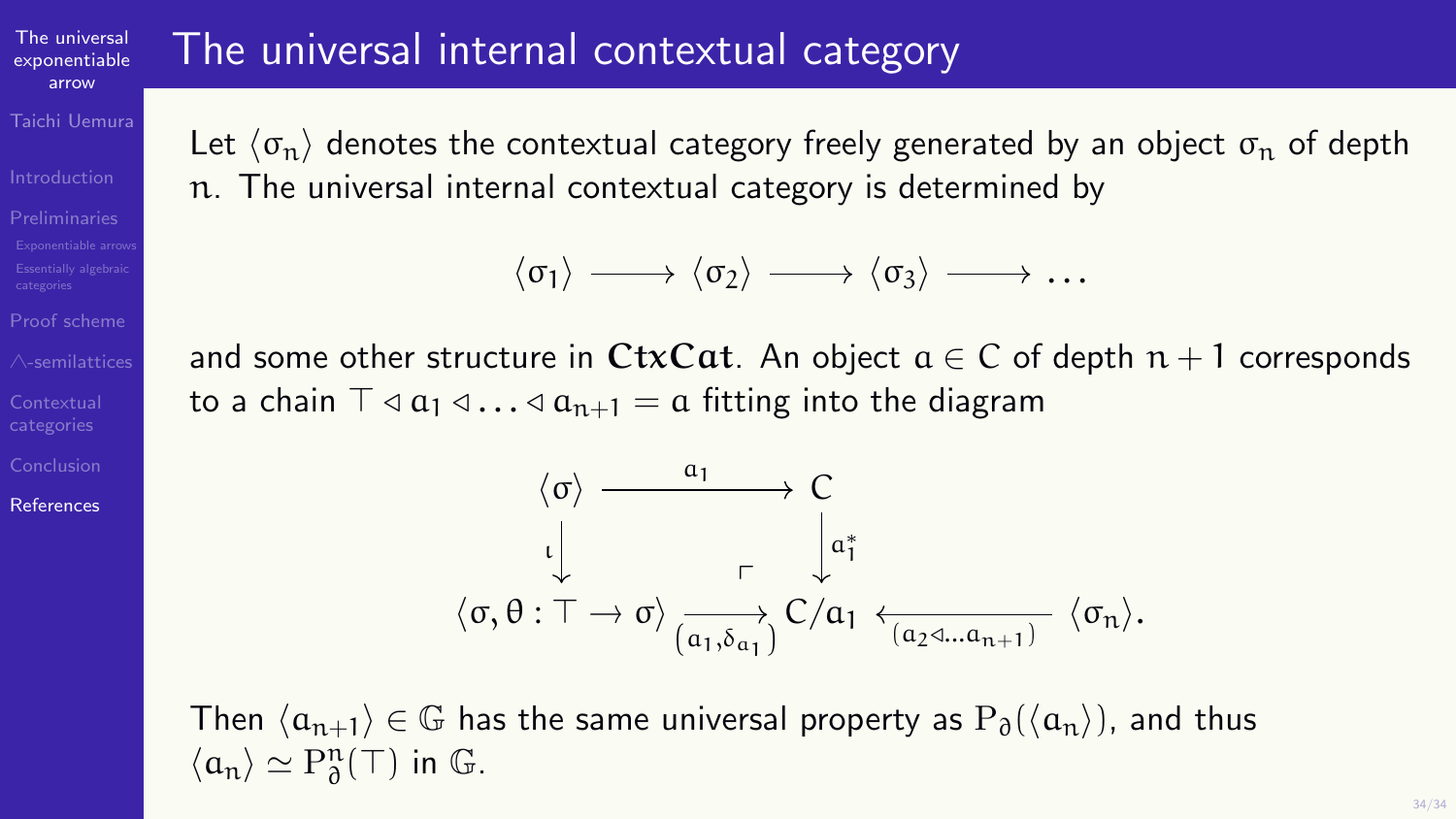# The universal internal contextual category

Let $\langle \sigma_n \rangle$ denotes the contextual category freely generated by an object $\sigma_n$ of depth $n$. The universal internal contextual category is determined by

$$\langle \sigma_1 \rangle \longrightarrow \langle \sigma_2 \rangle \longrightarrow \langle \sigma_3 \rangle \longrightarrow \ldots$$

and some other structure in $\mathbf{CtxCat}$. An object $a \in C$ of depth $n+1$ corresponds to a chain $\top \triangleleft a_1 \triangleleft \ldots \triangleleft a_{n+1} = a$ fitting into the diagram

$$\begin{array}{ccccc}
\langle \sigma \rangle & \xrightarrow{a_1} & C & & \\
\downarrow{\scriptstyle \iota} & \ulcorner & \downarrow{\scriptstyle a_1^*} & & \\
\langle \sigma, \theta : \top \to \sigma \rangle & \xrightarrow[(a_1, \delta_{a_1})]{} & C/a_1 & \xleftarrow[(a_2 \triangleleft \ldots a_{n+1})]{} & \langle \sigma_n \rangle.
\end{array}$$

Then $\langle a_{n+1} \rangle \in \mathbb{G}$ has the same universal property as $P_\partial(\langle a_n \rangle)$, and thus $\langle a_n \rangle \simeq P_\partial^n(\top)$ in $\mathbb{G}$.